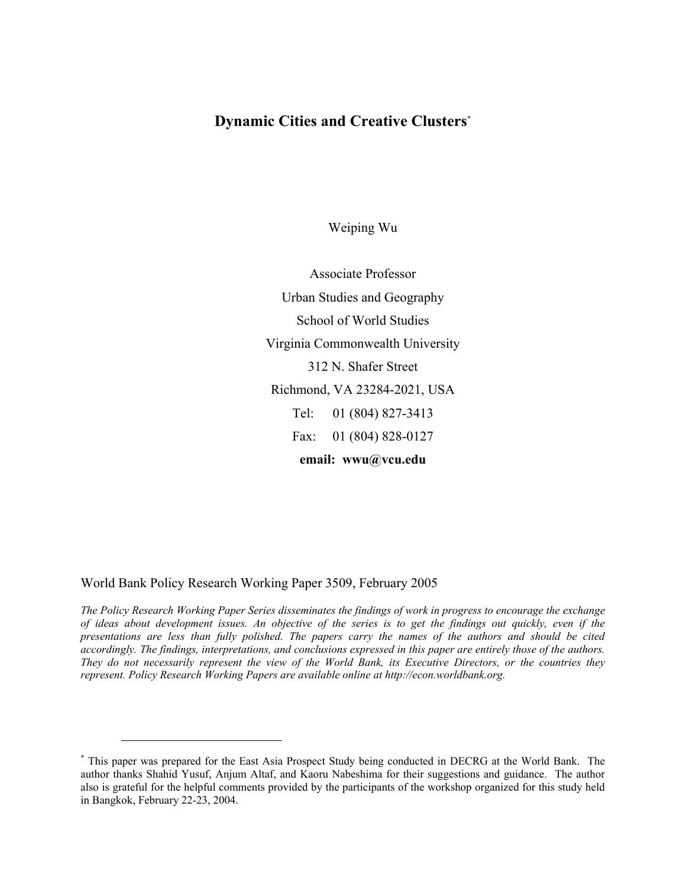# Dynamic Cities and Creative Clusters[*]

Weiping Wu

Associate Professor

Urban Studies and Geography

School of World Studies

Virginia Commonwealth University

312 N. Shafer Street

Richmond, VA 23284-2021, USA

Tel: 01 (804) 827-3413

Fax: 01 (804) 828-0127

**email: wwu@vcu.edu**

World Bank Policy Research Working Paper 3509, February 2005

*The Policy Research Working Paper Series disseminates the findings of work in progress to encourage the exchange of ideas about development issues. An objective of the series is to get the findings out quickly, even if the presentations are less than fully polished. The papers carry the names of the authors and should be cited accordingly. The findings, interpretations, and conclusions expressed in this paper are entirely those of the authors. They do not necessarily represent the view of the World Bank, its Executive Directors, or the countries they represent. Policy Research Working Papers are available online at http://econ.worldbank.org.*

[*] This paper was prepared for the East Asia Prospect Study being conducted in DECRG at the World Bank. The author thanks Shahid Yusuf, Anjum Altaf, and Kaoru Nabeshima for their suggestions and guidance. The author also is grateful for the helpful comments provided by the participants of the workshop organized for this study held in Bangkok, February 22-23, 2004.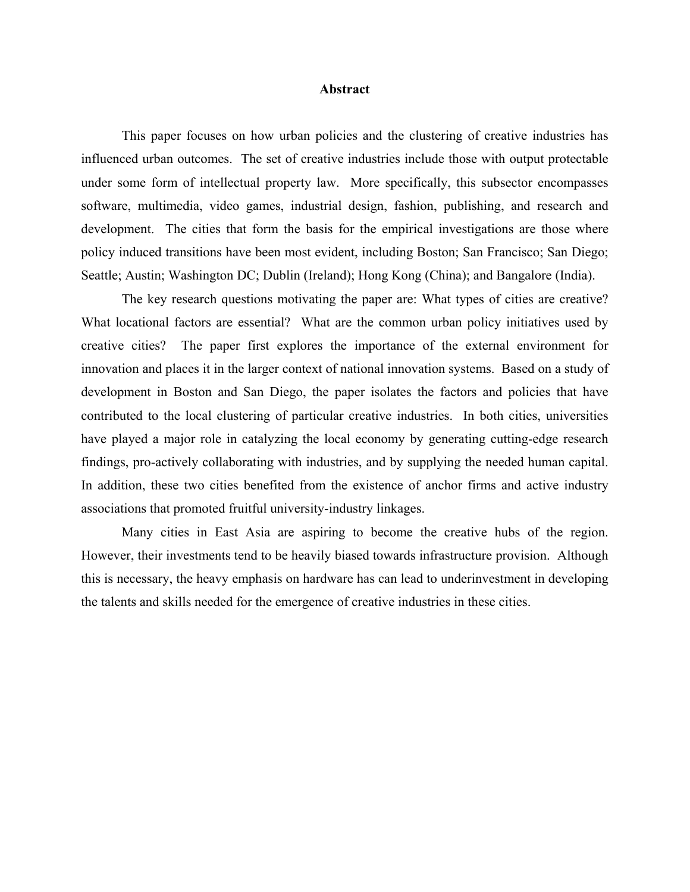# Abstract

This paper focuses on how urban policies and the clustering of creative industries has influenced urban outcomes. The set of creative industries include those with output protectable under some form of intellectual property law. More specifically, this subsector encompasses software, multimedia, video games, industrial design, fashion, publishing, and research and development. The cities that form the basis for the empirical investigations are those where policy induced transitions have been most evident, including Boston; San Francisco; San Diego; Seattle; Austin; Washington DC; Dublin (Ireland); Hong Kong (China); and Bangalore (India).

The key research questions motivating the paper are: What types of cities are creative? What locational factors are essential? What are the common urban policy initiatives used by creative cities? The paper first explores the importance of the external environment for innovation and places it in the larger context of national innovation systems. Based on a study of development in Boston and San Diego, the paper isolates the factors and policies that have contributed to the local clustering of particular creative industries. In both cities, universities have played a major role in catalyzing the local economy by generating cutting-edge research findings, pro-actively collaborating with industries, and by supplying the needed human capital. In addition, these two cities benefited from the existence of anchor firms and active industry associations that promoted fruitful university-industry linkages.

Many cities in East Asia are aspiring to become the creative hubs of the region. However, their investments tend to be heavily biased towards infrastructure provision. Although this is necessary, the heavy emphasis on hardware has can lead to underinvestment in developing the talents and skills needed for the emergence of creative industries in these cities.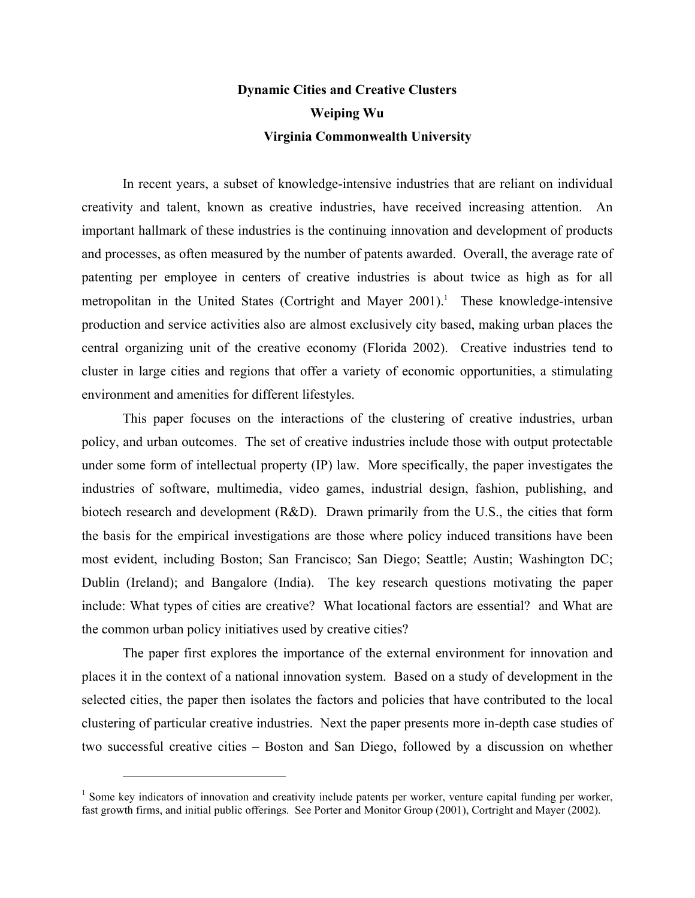**Dynamic Cities and Creative Clusters**

**Weiping Wu**

**Virginia Commonwealth University**

In recent years, a subset of knowledge-intensive industries that are reliant on individual creativity and talent, known as creative industries, have received increasing attention. An important hallmark of these industries is the continuing innovation and development of products and processes, as often measured by the number of patents awarded. Overall, the average rate of patenting per employee in centers of creative industries is about twice as high as for all metropolitan in the United States (Cortright and Mayer 2001).[1] These knowledge-intensive production and service activities also are almost exclusively city based, making urban places the central organizing unit of the creative economy (Florida 2002). Creative industries tend to cluster in large cities and regions that offer a variety of economic opportunities, a stimulating environment and amenities for different lifestyles.

This paper focuses on the interactions of the clustering of creative industries, urban policy, and urban outcomes. The set of creative industries include those with output protectable under some form of intellectual property (IP) law. More specifically, the paper investigates the industries of software, multimedia, video games, industrial design, fashion, publishing, and biotech research and development (R&D). Drawn primarily from the U.S., the cities that form the basis for the empirical investigations are those where policy induced transitions have been most evident, including Boston; San Francisco; San Diego; Seattle; Austin; Washington DC; Dublin (Ireland); and Bangalore (India). The key research questions motivating the paper include: What types of cities are creative? What locational factors are essential? and What are the common urban policy initiatives used by creative cities?

The paper first explores the importance of the external environment for innovation and places it in the context of a national innovation system. Based on a study of development in the selected cities, the paper then isolates the factors and policies that have contributed to the local clustering of particular creative industries. Next the paper presents more in-depth case studies of two successful creative cities – Boston and San Diego, followed by a discussion on whether

[1] Some key indicators of innovation and creativity include patents per worker, venture capital funding per worker, fast growth firms, and initial public offerings. See Porter and Monitor Group (2001), Cortright and Mayer (2002).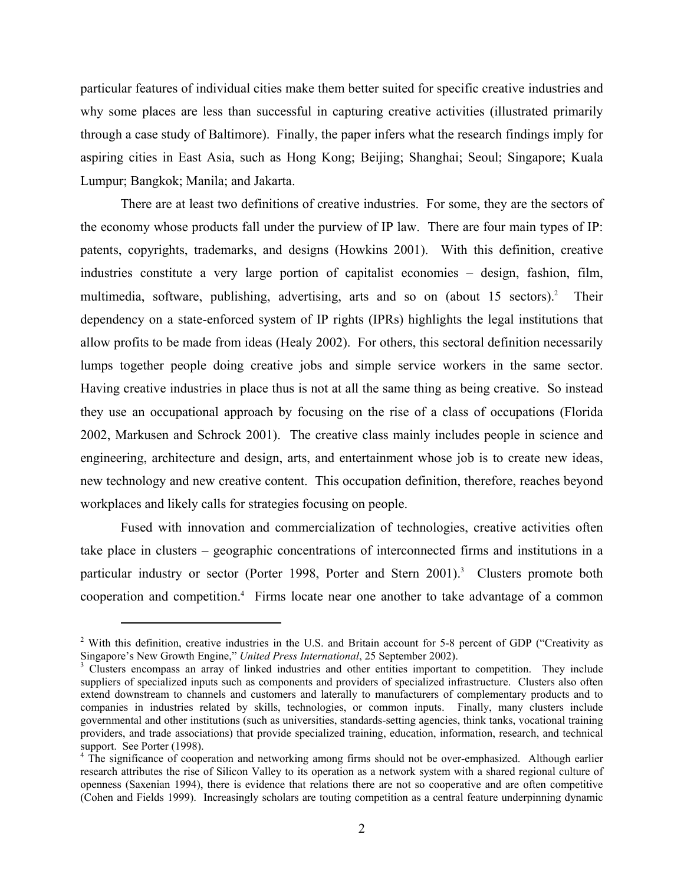particular features of individual cities make them better suited for specific creative industries and why some places are less than successful in capturing creative activities (illustrated primarily through a case study of Baltimore). Finally, the paper infers what the research findings imply for aspiring cities in East Asia, such as Hong Kong; Beijing; Shanghai; Seoul; Singapore; Kuala Lumpur; Bangkok; Manila; and Jakarta.

There are at least two definitions of creative industries. For some, they are the sectors of the economy whose products fall under the purview of IP law. There are four main types of IP: patents, copyrights, trademarks, and designs (Howkins 2001). With this definition, creative industries constitute a very large portion of capitalist economies – design, fashion, film, multimedia, software, publishing, advertising, arts and so on (about 15 sectors).[2] Their dependency on a state-enforced system of IP rights (IPRs) highlights the legal institutions that allow profits to be made from ideas (Healy 2002). For others, this sectoral definition necessarily lumps together people doing creative jobs and simple service workers in the same sector. Having creative industries in place thus is not at all the same thing as being creative. So instead they use an occupational approach by focusing on the rise of a class of occupations (Florida 2002, Markusen and Schrock 2001). The creative class mainly includes people in science and engineering, architecture and design, arts, and entertainment whose job is to create new ideas, new technology and new creative content. This occupation definition, therefore, reaches beyond workplaces and likely calls for strategies focusing on people.

Fused with innovation and commercialization of technologies, creative activities often take place in clusters – geographic concentrations of interconnected firms and institutions in a particular industry or sector (Porter 1998, Porter and Stern 2001).[3] Clusters promote both cooperation and competition.[4] Firms locate near one another to take advantage of a common

---

[2] With this definition, creative industries in the U.S. and Britain account for 5-8 percent of GDP ("Creativity as Singapore's New Growth Engine," *United Press International*, 25 September 2002).

[3] Clusters encompass an array of linked industries and other entities important to competition. They include suppliers of specialized inputs such as components and providers of specialized infrastructure. Clusters also often extend downstream to channels and customers and laterally to manufacturers of complementary products and to companies in industries related by skills, technologies, or common inputs. Finally, many clusters include governmental and other institutions (such as universities, standards-setting agencies, think tanks, vocational training providers, and trade associations) that provide specialized training, education, information, research, and technical support. See Porter (1998).

[4] The significance of cooperation and networking among firms should not be over-emphasized. Although earlier research attributes the rise of Silicon Valley to its operation as a network system with a shared regional culture of openness (Saxenian 1994), there is evidence that relations there are not so cooperative and are often competitive (Cohen and Fields 1999). Increasingly scholars are touting competition as a central feature underpinning dynamic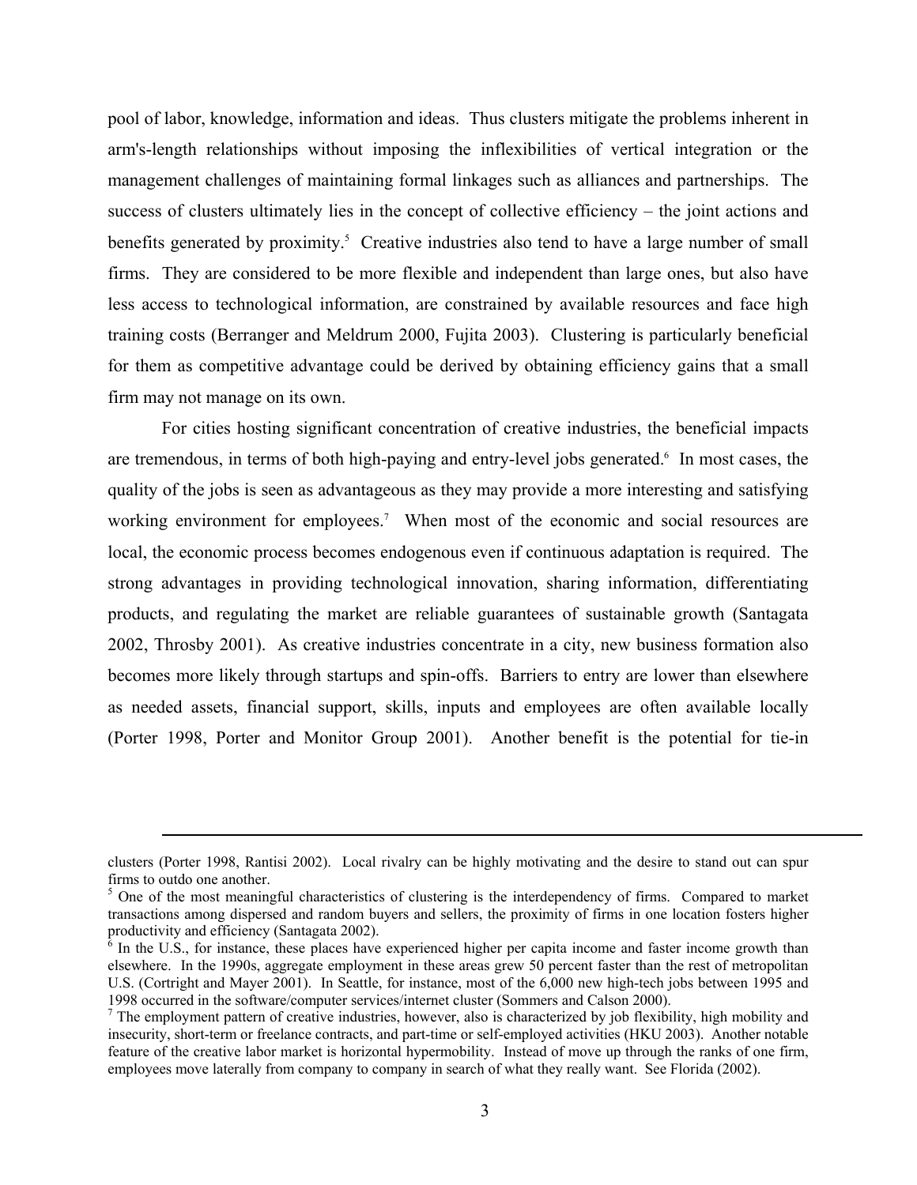pool of labor, knowledge, information and ideas. Thus clusters mitigate the problems inherent in arm's-length relationships without imposing the inflexibilities of vertical integration or the management challenges of maintaining formal linkages such as alliances and partnerships. The success of clusters ultimately lies in the concept of collective efficiency – the joint actions and benefits generated by proximity.[5] Creative industries also tend to have a large number of small firms. They are considered to be more flexible and independent than large ones, but also have less access to technological information, are constrained by available resources and face high training costs (Berranger and Meldrum 2000, Fujita 2003). Clustering is particularly beneficial for them as competitive advantage could be derived by obtaining efficiency gains that a small firm may not manage on its own.

For cities hosting significant concentration of creative industries, the beneficial impacts are tremendous, in terms of both high-paying and entry-level jobs generated.[6] In most cases, the quality of the jobs is seen as advantageous as they may provide a more interesting and satisfying working environment for employees.[7] When most of the economic and social resources are local, the economic process becomes endogenous even if continuous adaptation is required. The strong advantages in providing technological innovation, sharing information, differentiating products, and regulating the market are reliable guarantees of sustainable growth (Santagata 2002, Throsby 2001). As creative industries concentrate in a city, new business formation also becomes more likely through startups and spin-offs. Barriers to entry are lower than elsewhere as needed assets, financial support, skills, inputs and employees are often available locally (Porter 1998, Porter and Monitor Group 2001). Another benefit is the potential for tie-in

---

clusters (Porter 1998, Rantisi 2002). Local rivalry can be highly motivating and the desire to stand out can spur firms to outdo one another.

[5] One of the most meaningful characteristics of clustering is the interdependency of firms. Compared to market transactions among dispersed and random buyers and sellers, the proximity of firms in one location fosters higher productivity and efficiency (Santagata 2002).

[6] In the U.S., for instance, these places have experienced higher per capita income and faster income growth than elsewhere. In the 1990s, aggregate employment in these areas grew 50 percent faster than the rest of metropolitan U.S. (Cortright and Mayer 2001). In Seattle, for instance, most of the 6,000 new high-tech jobs between 1995 and 1998 occurred in the software/computer services/internet cluster (Sommers and Calson 2000).

[7] The employment pattern of creative industries, however, also is characterized by job flexibility, high mobility and insecurity, short-term or freelance contracts, and part-time or self-employed activities (HKU 2003). Another notable feature of the creative labor market is horizontal hypermobility. Instead of move up through the ranks of one firm, employees move laterally from company to company in search of what they really want. See Florida (2002).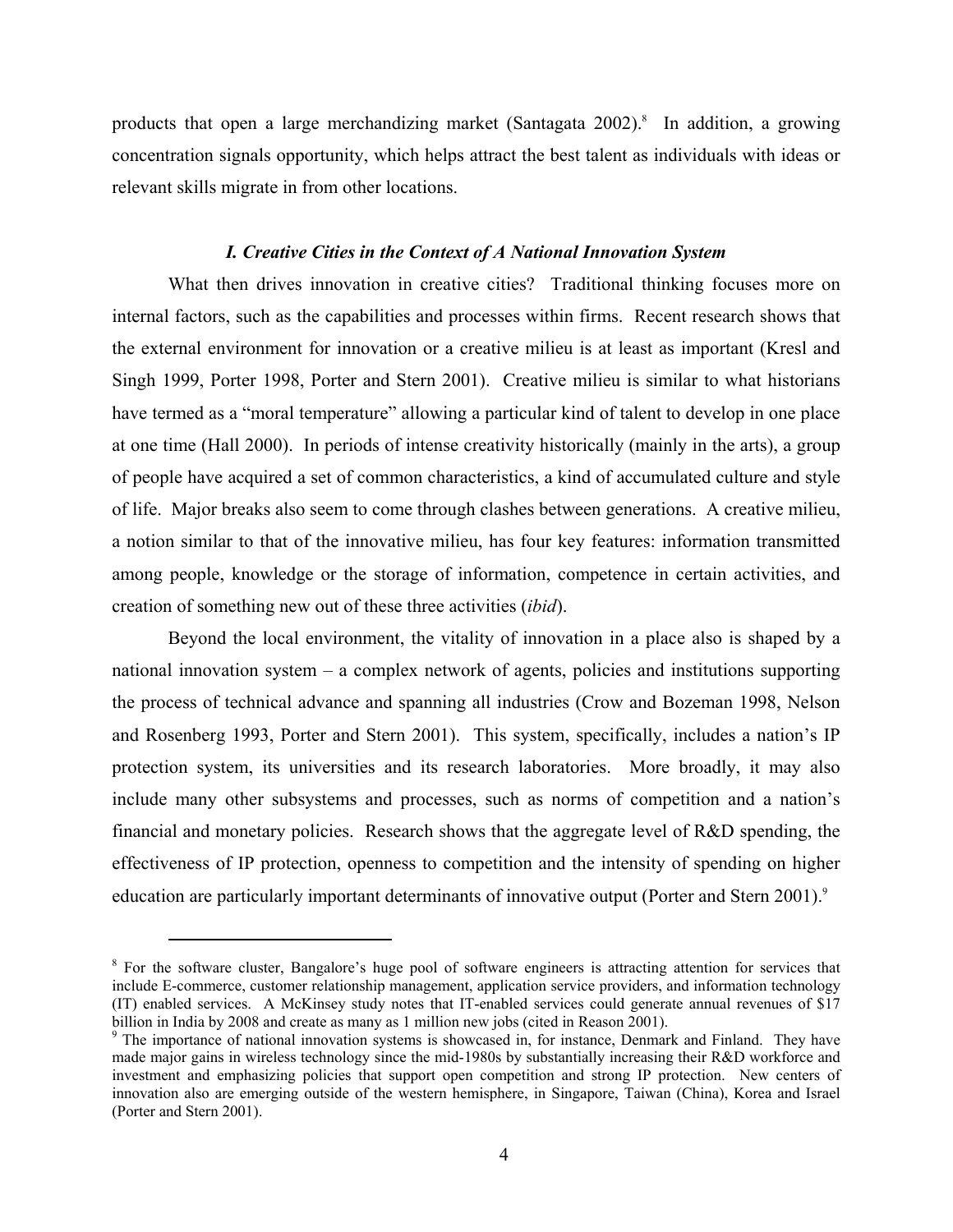products that open a large merchandizing market (Santagata 2002).[8] In addition, a growing concentration signals opportunity, which helps attract the best talent as individuals with ideas or relevant skills migrate in from other locations.

### *I. Creative Cities in the Context of A National Innovation System*

What then drives innovation in creative cities? Traditional thinking focuses more on internal factors, such as the capabilities and processes within firms. Recent research shows that the external environment for innovation or a creative milieu is at least as important (Kresl and Singh 1999, Porter 1998, Porter and Stern 2001). Creative milieu is similar to what historians have termed as a "moral temperature" allowing a particular kind of talent to develop in one place at one time (Hall 2000). In periods of intense creativity historically (mainly in the arts), a group of people have acquired a set of common characteristics, a kind of accumulated culture and style of life. Major breaks also seem to come through clashes between generations. A creative milieu, a notion similar to that of the innovative milieu, has four key features: information transmitted among people, knowledge or the storage of information, competence in certain activities, and creation of something new out of these three activities (*ibid*).

Beyond the local environment, the vitality of innovation in a place also is shaped by a national innovation system – a complex network of agents, policies and institutions supporting the process of technical advance and spanning all industries (Crow and Bozeman 1998, Nelson and Rosenberg 1993, Porter and Stern 2001). This system, specifically, includes a nation's IP protection system, its universities and its research laboratories. More broadly, it may also include many other subsystems and processes, such as norms of competition and a nation's financial and monetary policies. Research shows that the aggregate level of R&D spending, the effectiveness of IP protection, openness to competition and the intensity of spending on higher education are particularly important determinants of innovative output (Porter and Stern 2001).[9]

---

[8] For the software cluster, Bangalore's huge pool of software engineers is attracting attention for services that include E-commerce, customer relationship management, application service providers, and information technology (IT) enabled services. A McKinsey study notes that IT-enabled services could generate annual revenues of $17 billion in India by 2008 and create as many as 1 million new jobs (cited in Reason 2001).

[9] The importance of national innovation systems is showcased in, for instance, Denmark and Finland. They have made major gains in wireless technology since the mid-1980s by substantially increasing their R&D workforce and investment and emphasizing policies that support open competition and strong IP protection. New centers of innovation also are emerging outside of the western hemisphere, in Singapore, Taiwan (China), Korea and Israel (Porter and Stern 2001).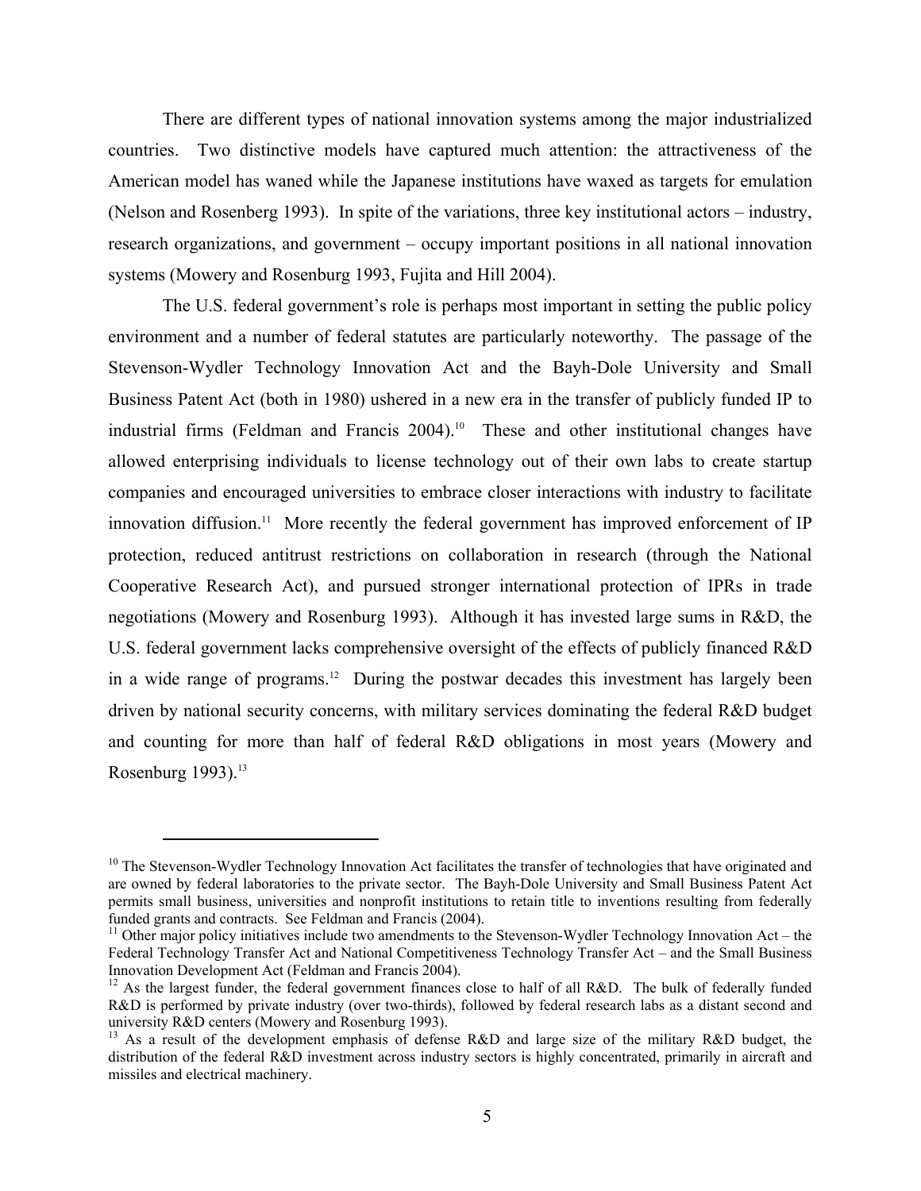There are different types of national innovation systems among the major industrialized countries. Two distinctive models have captured much attention: the attractiveness of the American model has waned while the Japanese institutions have waxed as targets for emulation (Nelson and Rosenberg 1993). In spite of the variations, three key institutional actors – industry, research organizations, and government – occupy important positions in all national innovation systems (Mowery and Rosenburg 1993, Fujita and Hill 2004).

The U.S. federal government's role is perhaps most important in setting the public policy environment and a number of federal statutes are particularly noteworthy. The passage of the Stevenson-Wydler Technology Innovation Act and the Bayh-Dole University and Small Business Patent Act (both in 1980) ushered in a new era in the transfer of publicly funded IP to industrial firms (Feldman and Francis 2004).[10] These and other institutional changes have allowed enterprising individuals to license technology out of their own labs to create startup companies and encouraged universities to embrace closer interactions with industry to facilitate innovation diffusion.[11] More recently the federal government has improved enforcement of IP protection, reduced antitrust restrictions on collaboration in research (through the National Cooperative Research Act), and pursued stronger international protection of IPRs in trade negotiations (Mowery and Rosenburg 1993). Although it has invested large sums in R&D, the U.S. federal government lacks comprehensive oversight of the effects of publicly financed R&D in a wide range of programs.[12] During the postwar decades this investment has largely been driven by national security concerns, with military services dominating the federal R&D budget and counting for more than half of federal R&D obligations in most years (Mowery and Rosenburg 1993).[13]

---

[10] The Stevenson-Wydler Technology Innovation Act facilitates the transfer of technologies that have originated and are owned by federal laboratories to the private sector. The Bayh-Dole University and Small Business Patent Act permits small business, universities and nonprofit institutions to retain title to inventions resulting from federally funded grants and contracts. See Feldman and Francis (2004).

[11] Other major policy initiatives include two amendments to the Stevenson-Wydler Technology Innovation Act – the Federal Technology Transfer Act and National Competitiveness Technology Transfer Act – and the Small Business Innovation Development Act (Feldman and Francis 2004).

[12] As the largest funder, the federal government finances close to half of all R&D. The bulk of federally funded R&D is performed by private industry (over two-thirds), followed by federal research labs as a distant second and university R&D centers (Mowery and Rosenburg 1993).

[13] As a result of the development emphasis of defense R&D and large size of the military R&D budget, the distribution of the federal R&D investment across industry sectors is highly concentrated, primarily in aircraft and missiles and electrical machinery.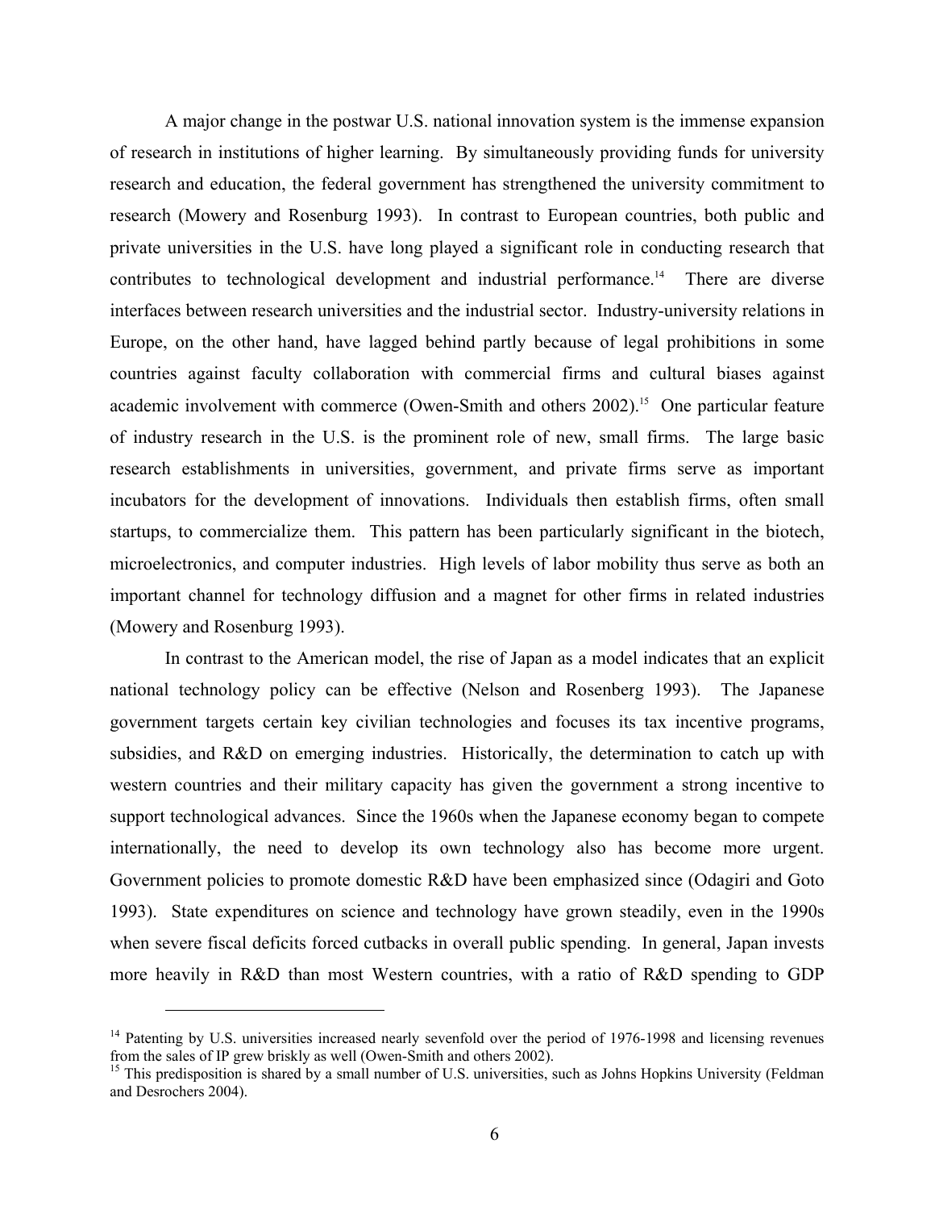A major change in the postwar U.S. national innovation system is the immense expansion of research in institutions of higher learning. By simultaneously providing funds for university research and education, the federal government has strengthened the university commitment to research (Mowery and Rosenburg 1993). In contrast to European countries, both public and private universities in the U.S. have long played a significant role in conducting research that contributes to technological development and industrial performance.[14] There are diverse interfaces between research universities and the industrial sector. Industry-university relations in Europe, on the other hand, have lagged behind partly because of legal prohibitions in some countries against faculty collaboration with commercial firms and cultural biases against academic involvement with commerce (Owen-Smith and others 2002).[15] One particular feature of industry research in the U.S. is the prominent role of new, small firms. The large basic research establishments in universities, government, and private firms serve as important incubators for the development of innovations. Individuals then establish firms, often small startups, to commercialize them. This pattern has been particularly significant in the biotech, microelectronics, and computer industries. High levels of labor mobility thus serve as both an important channel for technology diffusion and a magnet for other firms in related industries (Mowery and Rosenburg 1993).

In contrast to the American model, the rise of Japan as a model indicates that an explicit national technology policy can be effective (Nelson and Rosenberg 1993). The Japanese government targets certain key civilian technologies and focuses its tax incentive programs, subsidies, and R&D on emerging industries. Historically, the determination to catch up with western countries and their military capacity has given the government a strong incentive to support technological advances. Since the 1960s when the Japanese economy began to compete internationally, the need to develop its own technology also has become more urgent. Government policies to promote domestic R&D have been emphasized since (Odagiri and Goto 1993). State expenditures on science and technology have grown steadily, even in the 1990s when severe fiscal deficits forced cutbacks in overall public spending. In general, Japan invests more heavily in R&D than most Western countries, with a ratio of R&D spending to GDP

[14] Patenting by U.S. universities increased nearly sevenfold over the period of 1976-1998 and licensing revenues from the sales of IP grew briskly as well (Owen-Smith and others 2002).

[15] This predisposition is shared by a small number of U.S. universities, such as Johns Hopkins University (Feldman and Desrochers 2004).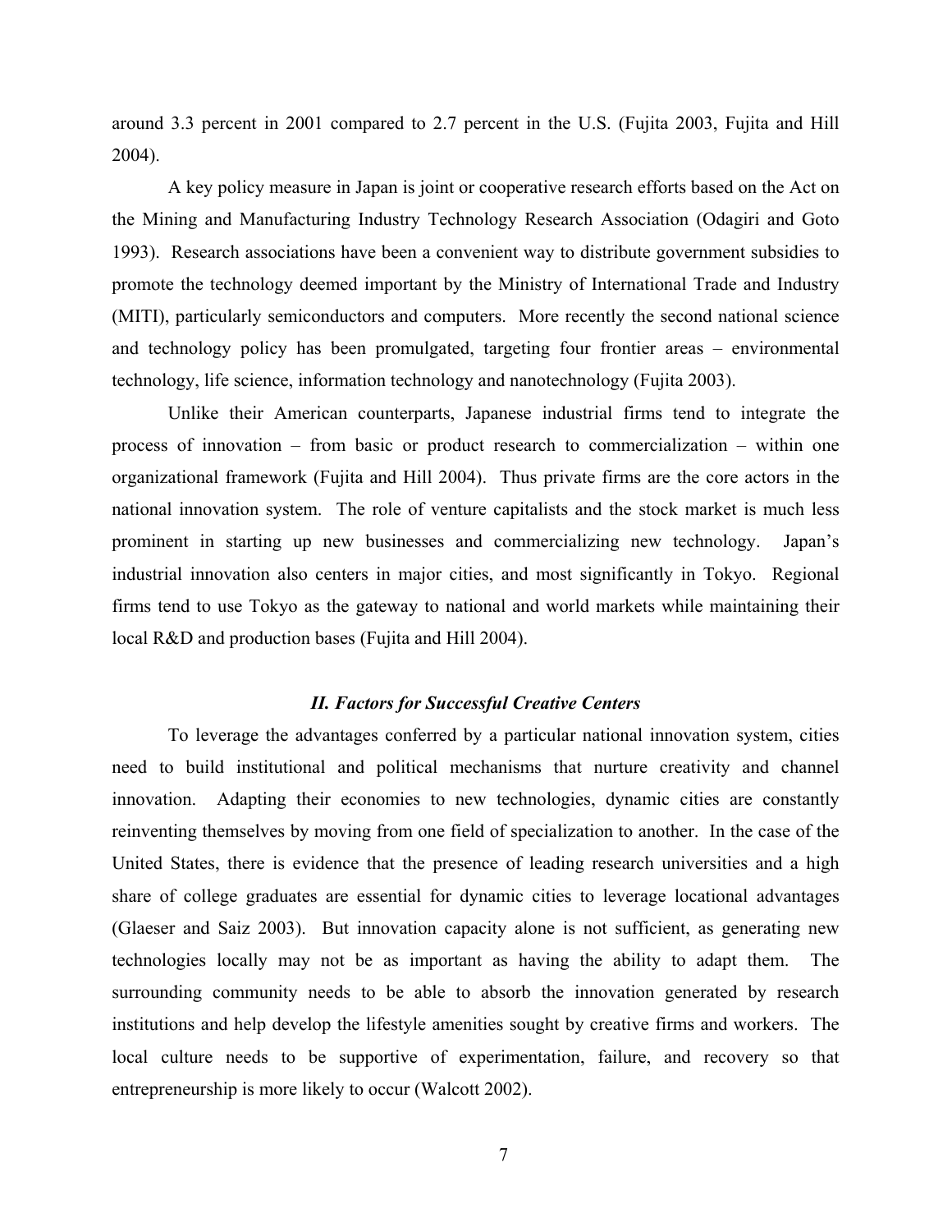around 3.3 percent in 2001 compared to 2.7 percent in the U.S. (Fujita 2003, Fujita and Hill 2004).

A key policy measure in Japan is joint or cooperative research efforts based on the Act on the Mining and Manufacturing Industry Technology Research Association (Odagiri and Goto 1993). Research associations have been a convenient way to distribute government subsidies to promote the technology deemed important by the Ministry of International Trade and Industry (MITI), particularly semiconductors and computers. More recently the second national science and technology policy has been promulgated, targeting four frontier areas – environmental technology, life science, information technology and nanotechnology (Fujita 2003).

Unlike their American counterparts, Japanese industrial firms tend to integrate the process of innovation – from basic or product research to commercialization – within one organizational framework (Fujita and Hill 2004). Thus private firms are the core actors in the national innovation system. The role of venture capitalists and the stock market is much less prominent in starting up new businesses and commercializing new technology. Japan's industrial innovation also centers in major cities, and most significantly in Tokyo. Regional firms tend to use Tokyo as the gateway to national and world markets while maintaining their local R&D and production bases (Fujita and Hill 2004).

## *II. Factors for Successful Creative Centers*

To leverage the advantages conferred by a particular national innovation system, cities need to build institutional and political mechanisms that nurture creativity and channel innovation. Adapting their economies to new technologies, dynamic cities are constantly reinventing themselves by moving from one field of specialization to another. In the case of the United States, there is evidence that the presence of leading research universities and a high share of college graduates are essential for dynamic cities to leverage locational advantages (Glaeser and Saiz 2003). But innovation capacity alone is not sufficient, as generating new technologies locally may not be as important as having the ability to adapt them. The surrounding community needs to be able to absorb the innovation generated by research institutions and help develop the lifestyle amenities sought by creative firms and workers. The local culture needs to be supportive of experimentation, failure, and recovery so that entrepreneurship is more likely to occur (Walcott 2002).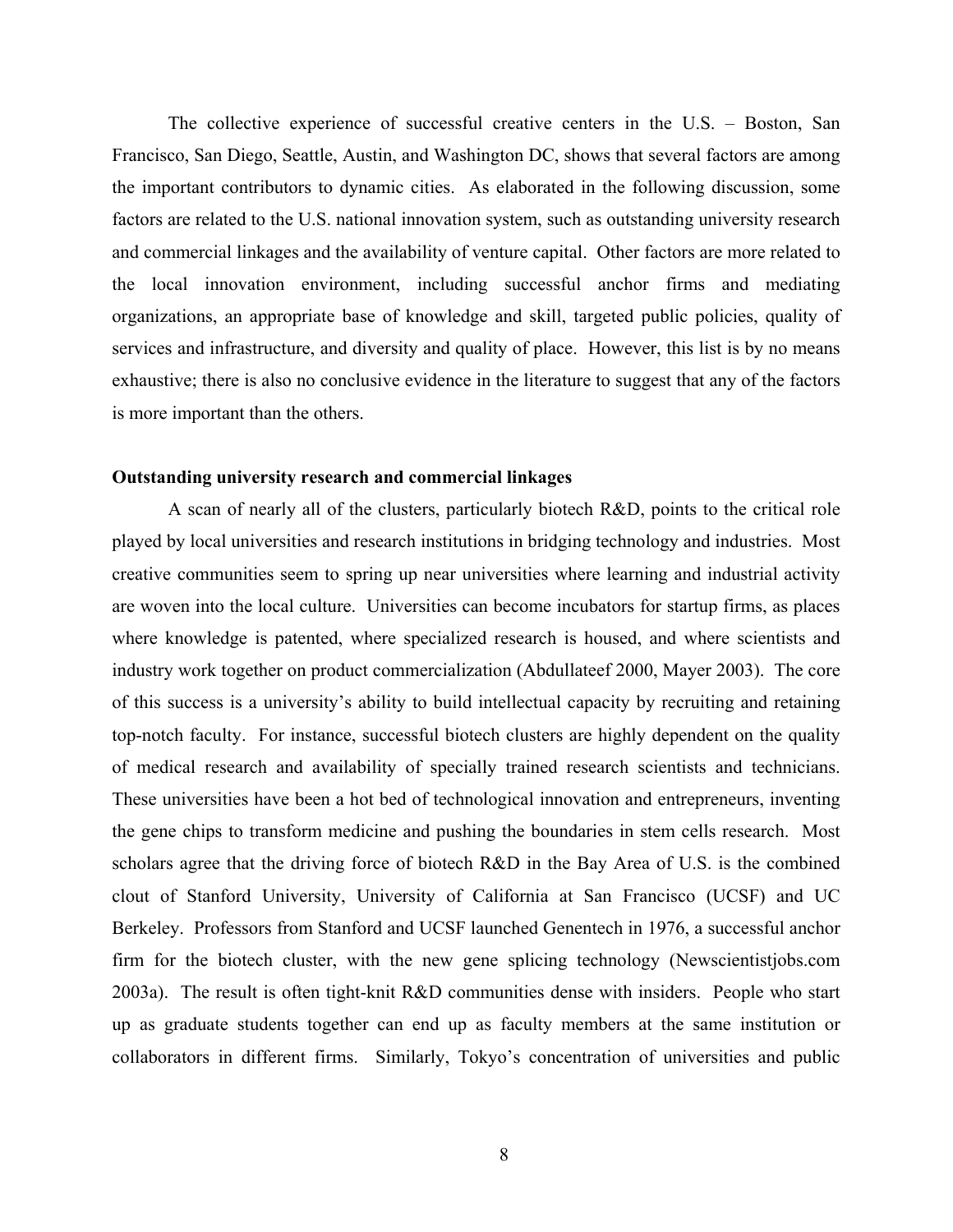The collective experience of successful creative centers in the U.S. – Boston, San Francisco, San Diego, Seattle, Austin, and Washington DC, shows that several factors are among the important contributors to dynamic cities. As elaborated in the following discussion, some factors are related to the U.S. national innovation system, such as outstanding university research and commercial linkages and the availability of venture capital. Other factors are more related to the local innovation environment, including successful anchor firms and mediating organizations, an appropriate base of knowledge and skill, targeted public policies, quality of services and infrastructure, and diversity and quality of place. However, this list is by no means exhaustive; there is also no conclusive evidence in the literature to suggest that any of the factors is more important than the others.

**Outstanding university research and commercial linkages**

A scan of nearly all of the clusters, particularly biotech R&D, points to the critical role played by local universities and research institutions in bridging technology and industries. Most creative communities seem to spring up near universities where learning and industrial activity are woven into the local culture. Universities can become incubators for startup firms, as places where knowledge is patented, where specialized research is housed, and where scientists and industry work together on product commercialization (Abdullateef 2000, Mayer 2003). The core of this success is a university's ability to build intellectual capacity by recruiting and retaining top-notch faculty. For instance, successful biotech clusters are highly dependent on the quality of medical research and availability of specially trained research scientists and technicians. These universities have been a hot bed of technological innovation and entrepreneurs, inventing the gene chips to transform medicine and pushing the boundaries in stem cells research. Most scholars agree that the driving force of biotech R&D in the Bay Area of U.S. is the combined clout of Stanford University, University of California at San Francisco (UCSF) and UC Berkeley. Professors from Stanford and UCSF launched Genentech in 1976, a successful anchor firm for the biotech cluster, with the new gene splicing technology (Newscientistjobs.com 2003a). The result is often tight-knit R&D communities dense with insiders. People who start up as graduate students together can end up as faculty members at the same institution or collaborators in different firms. Similarly, Tokyo's concentration of universities and public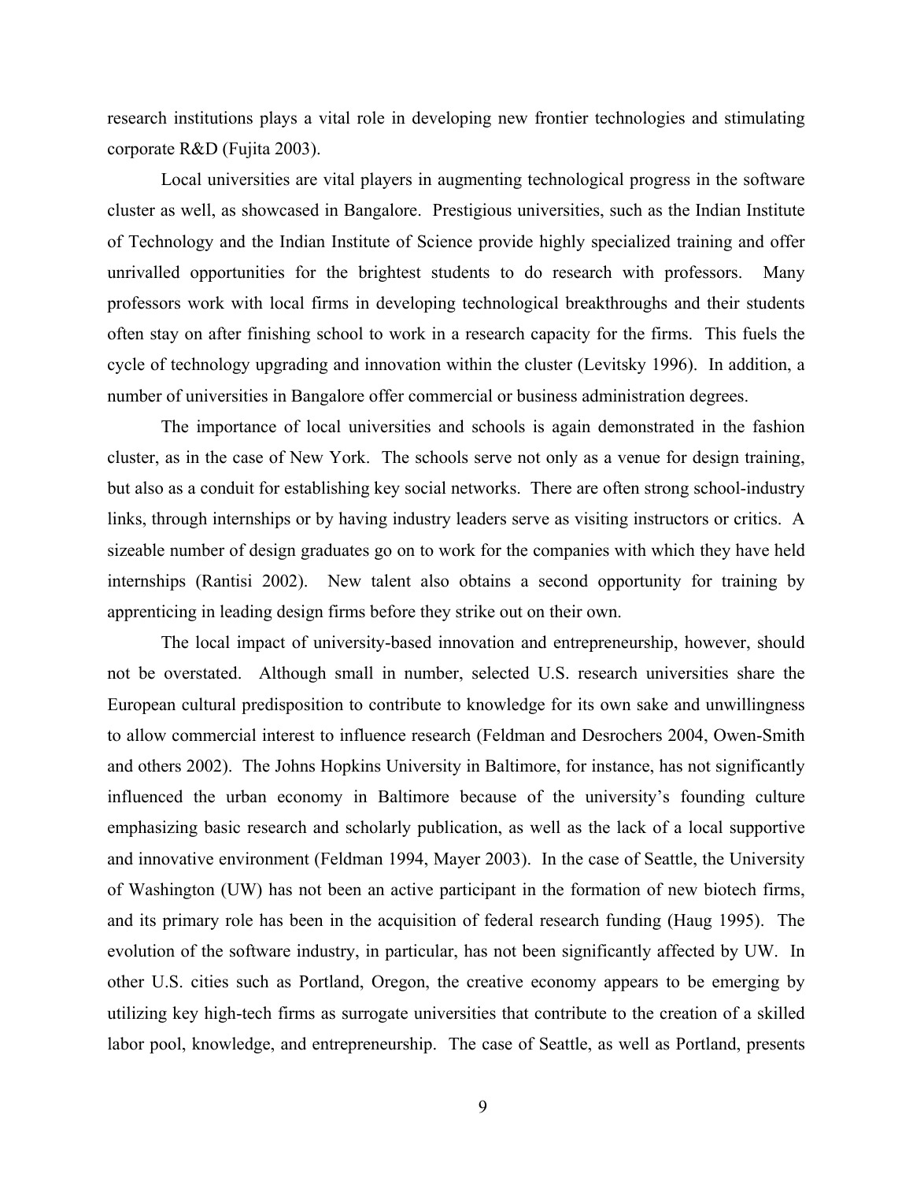research institutions plays a vital role in developing new frontier technologies and stimulating corporate R&D (Fujita 2003).

Local universities are vital players in augmenting technological progress in the software cluster as well, as showcased in Bangalore. Prestigious universities, such as the Indian Institute of Technology and the Indian Institute of Science provide highly specialized training and offer unrivalled opportunities for the brightest students to do research with professors. Many professors work with local firms in developing technological breakthroughs and their students often stay on after finishing school to work in a research capacity for the firms. This fuels the cycle of technology upgrading and innovation within the cluster (Levitsky 1996). In addition, a number of universities in Bangalore offer commercial or business administration degrees.

The importance of local universities and schools is again demonstrated in the fashion cluster, as in the case of New York. The schools serve not only as a venue for design training, but also as a conduit for establishing key social networks. There are often strong school-industry links, through internships or by having industry leaders serve as visiting instructors or critics. A sizeable number of design graduates go on to work for the companies with which they have held internships (Rantisi 2002). New talent also obtains a second opportunity for training by apprenticing in leading design firms before they strike out on their own.

The local impact of university-based innovation and entrepreneurship, however, should not be overstated. Although small in number, selected U.S. research universities share the European cultural predisposition to contribute to knowledge for its own sake and unwillingness to allow commercial interest to influence research (Feldman and Desrochers 2004, Owen-Smith and others 2002). The Johns Hopkins University in Baltimore, for instance, has not significantly influenced the urban economy in Baltimore because of the university's founding culture emphasizing basic research and scholarly publication, as well as the lack of a local supportive and innovative environment (Feldman 1994, Mayer 2003). In the case of Seattle, the University of Washington (UW) has not been an active participant in the formation of new biotech firms, and its primary role has been in the acquisition of federal research funding (Haug 1995). The evolution of the software industry, in particular, has not been significantly affected by UW. In other U.S. cities such as Portland, Oregon, the creative economy appears to be emerging by utilizing key high-tech firms as surrogate universities that contribute to the creation of a skilled labor pool, knowledge, and entrepreneurship. The case of Seattle, as well as Portland, presents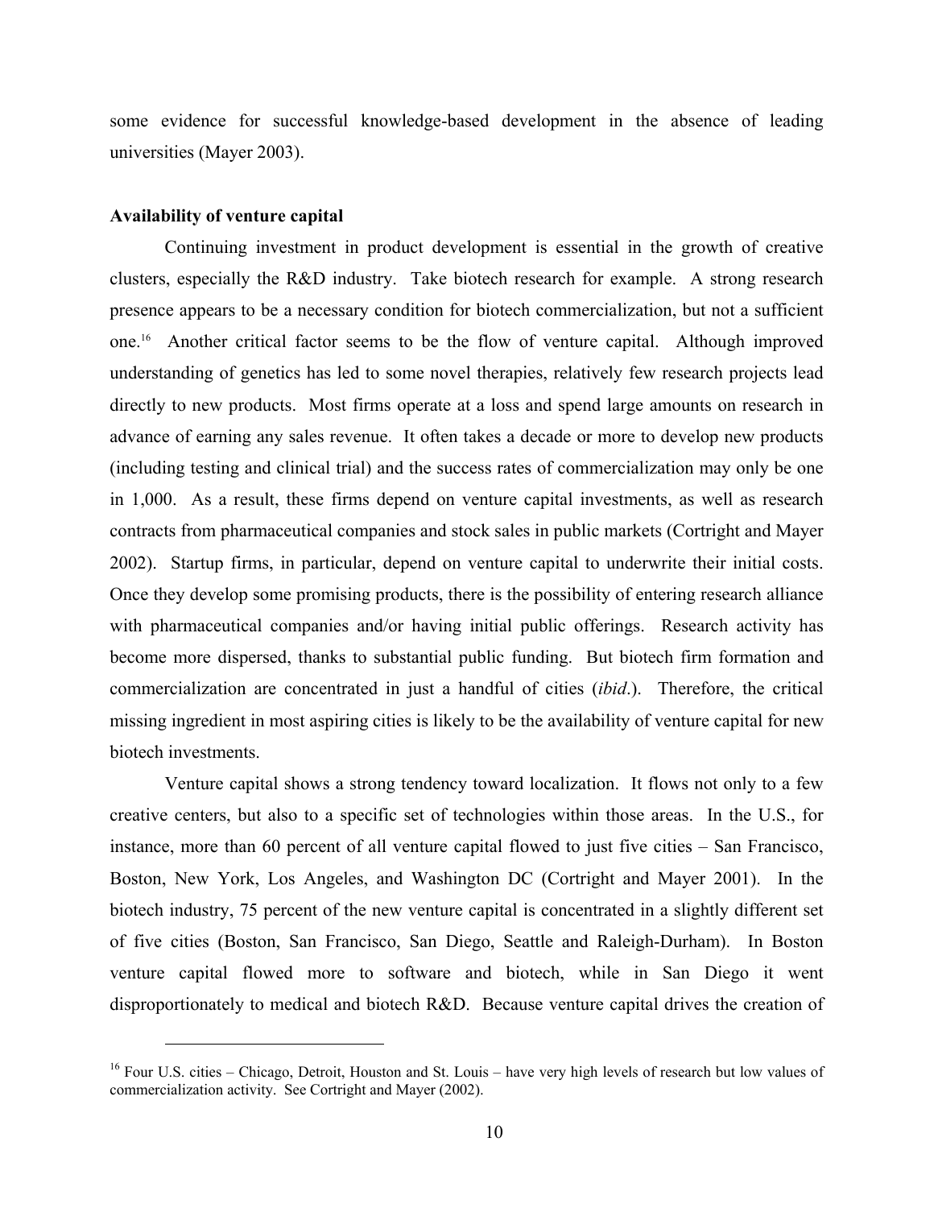some evidence for successful knowledge-based development in the absence of leading universities (Mayer 2003).

**Availability of venture capital**

Continuing investment in product development is essential in the growth of creative clusters, especially the R&D industry. Take biotech research for example. A strong research presence appears to be a necessary condition for biotech commercialization, but not a sufficient one.[16] Another critical factor seems to be the flow of venture capital. Although improved understanding of genetics has led to some novel therapies, relatively few research projects lead directly to new products. Most firms operate at a loss and spend large amounts on research in advance of earning any sales revenue. It often takes a decade or more to develop new products (including testing and clinical trial) and the success rates of commercialization may only be one in 1,000. As a result, these firms depend on venture capital investments, as well as research contracts from pharmaceutical companies and stock sales in public markets (Cortright and Mayer 2002). Startup firms, in particular, depend on venture capital to underwrite their initial costs. Once they develop some promising products, there is the possibility of entering research alliance with pharmaceutical companies and/or having initial public offerings. Research activity has become more dispersed, thanks to substantial public funding. But biotech firm formation and commercialization are concentrated in just a handful of cities (*ibid*.). Therefore, the critical missing ingredient in most aspiring cities is likely to be the availability of venture capital for new biotech investments.

Venture capital shows a strong tendency toward localization. It flows not only to a few creative centers, but also to a specific set of technologies within those areas. In the U.S., for instance, more than 60 percent of all venture capital flowed to just five cities – San Francisco, Boston, New York, Los Angeles, and Washington DC (Cortright and Mayer 2001). In the biotech industry, 75 percent of the new venture capital is concentrated in a slightly different set of five cities (Boston, San Francisco, San Diego, Seattle and Raleigh-Durham). In Boston venture capital flowed more to software and biotech, while in San Diego it went disproportionately to medical and biotech R&D. Because venture capital drives the creation of

[16] Four U.S. cities – Chicago, Detroit, Houston and St. Louis – have very high levels of research but low values of commercialization activity. See Cortright and Mayer (2002).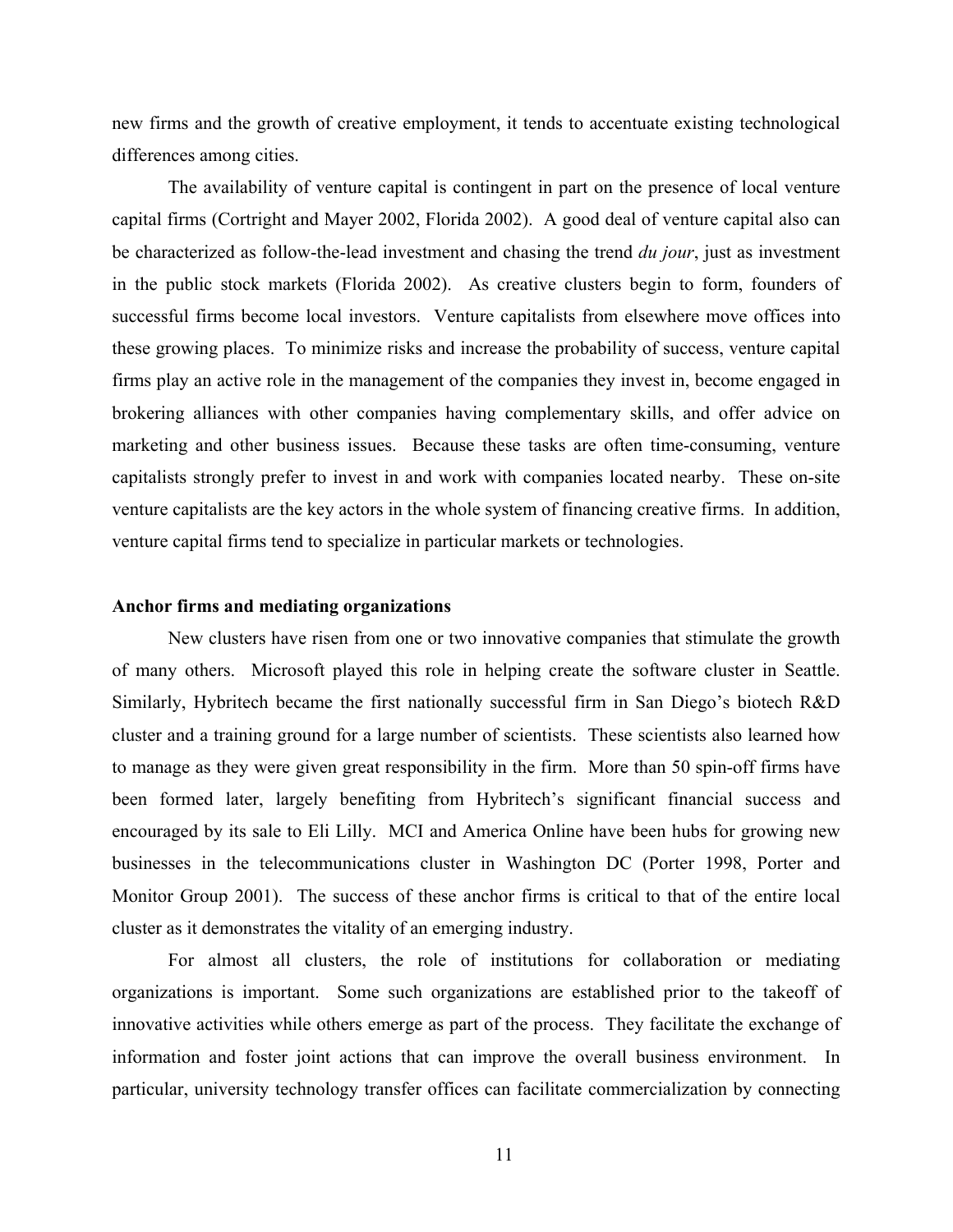new firms and the growth of creative employment, it tends to accentuate existing technological differences among cities.

The availability of venture capital is contingent in part on the presence of local venture capital firms (Cortright and Mayer 2002, Florida 2002). A good deal of venture capital also can be characterized as follow-the-lead investment and chasing the trend *du jour*, just as investment in the public stock markets (Florida 2002). As creative clusters begin to form, founders of successful firms become local investors. Venture capitalists from elsewhere move offices into these growing places. To minimize risks and increase the probability of success, venture capital firms play an active role in the management of the companies they invest in, become engaged in brokering alliances with other companies having complementary skills, and offer advice on marketing and other business issues. Because these tasks are often time-consuming, venture capitalists strongly prefer to invest in and work with companies located nearby. These on-site venture capitalists are the key actors in the whole system of financing creative firms. In addition, venture capital firms tend to specialize in particular markets or technologies.

**Anchor firms and mediating organizations**

New clusters have risen from one or two innovative companies that stimulate the growth of many others. Microsoft played this role in helping create the software cluster in Seattle. Similarly, Hybritech became the first nationally successful firm in San Diego's biotech R&D cluster and a training ground for a large number of scientists. These scientists also learned how to manage as they were given great responsibility in the firm. More than 50 spin-off firms have been formed later, largely benefiting from Hybritech's significant financial success and encouraged by its sale to Eli Lilly. MCI and America Online have been hubs for growing new businesses in the telecommunications cluster in Washington DC (Porter 1998, Porter and Monitor Group 2001). The success of these anchor firms is critical to that of the entire local cluster as it demonstrates the vitality of an emerging industry.

For almost all clusters, the role of institutions for collaboration or mediating organizations is important. Some such organizations are established prior to the takeoff of innovative activities while others emerge as part of the process. They facilitate the exchange of information and foster joint actions that can improve the overall business environment. In particular, university technology transfer offices can facilitate commercialization by connecting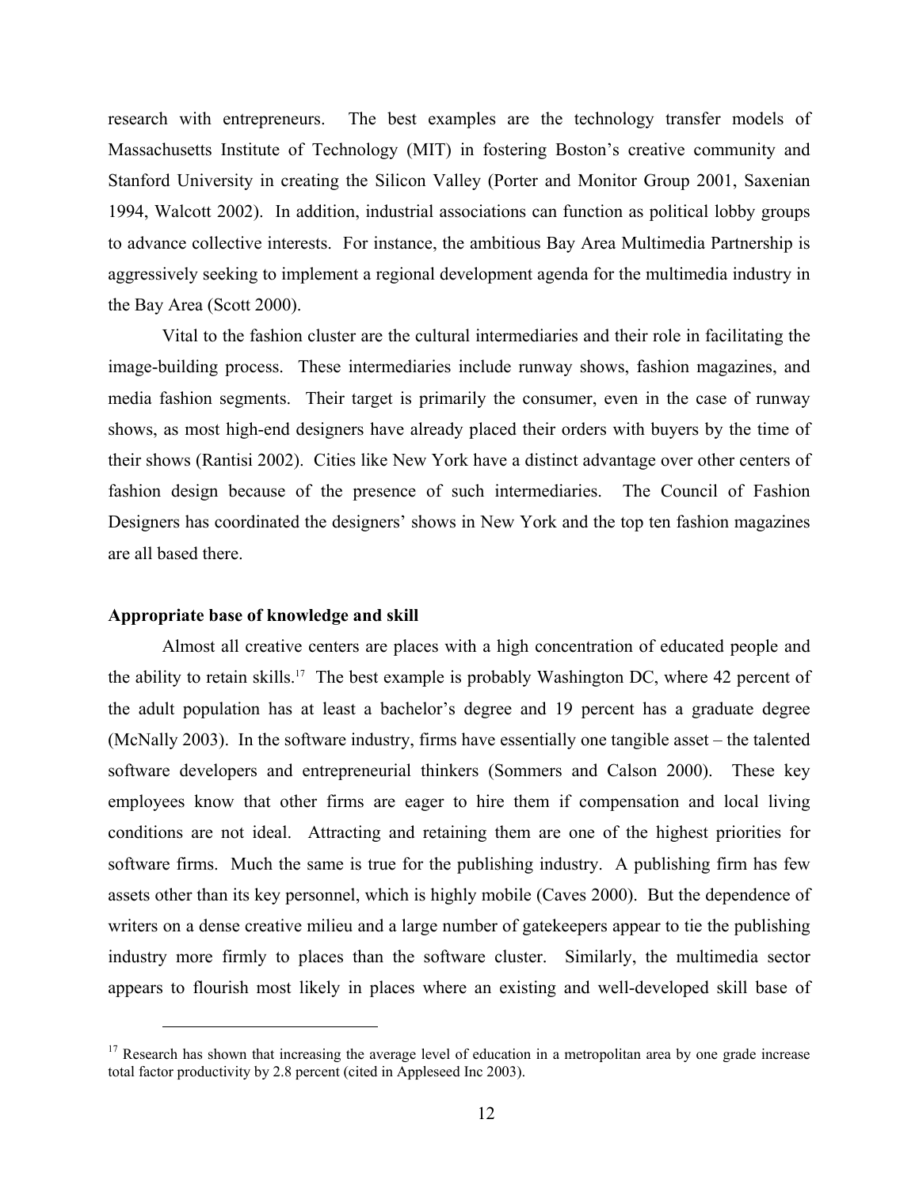research with entrepreneurs. The best examples are the technology transfer models of Massachusetts Institute of Technology (MIT) in fostering Boston's creative community and Stanford University in creating the Silicon Valley (Porter and Monitor Group 2001, Saxenian 1994, Walcott 2002). In addition, industrial associations can function as political lobby groups to advance collective interests. For instance, the ambitious Bay Area Multimedia Partnership is aggressively seeking to implement a regional development agenda for the multimedia industry in the Bay Area (Scott 2000).

Vital to the fashion cluster are the cultural intermediaries and their role in facilitating the image-building process. These intermediaries include runway shows, fashion magazines, and media fashion segments. Their target is primarily the consumer, even in the case of runway shows, as most high-end designers have already placed their orders with buyers by the time of their shows (Rantisi 2002). Cities like New York have a distinct advantage over other centers of fashion design because of the presence of such intermediaries. The Council of Fashion Designers has coordinated the designers' shows in New York and the top ten fashion magazines are all based there.

**Appropriate base of knowledge and skill**

Almost all creative centers are places with a high concentration of educated people and the ability to retain skills.[17] The best example is probably Washington DC, where 42 percent of the adult population has at least a bachelor's degree and 19 percent has a graduate degree (McNally 2003). In the software industry, firms have essentially one tangible asset – the talented software developers and entrepreneurial thinkers (Sommers and Calson 2000). These key employees know that other firms are eager to hire them if compensation and local living conditions are not ideal. Attracting and retaining them are one of the highest priorities for software firms. Much the same is true for the publishing industry. A publishing firm has few assets other than its key personnel, which is highly mobile (Caves 2000). But the dependence of writers on a dense creative milieu and a large number of gatekeepers appear to tie the publishing industry more firmly to places than the software cluster. Similarly, the multimedia sector appears to flourish most likely in places where an existing and well-developed skill base of

[17] Research has shown that increasing the average level of education in a metropolitan area by one grade increase total factor productivity by 2.8 percent (cited in Appleseed Inc 2003).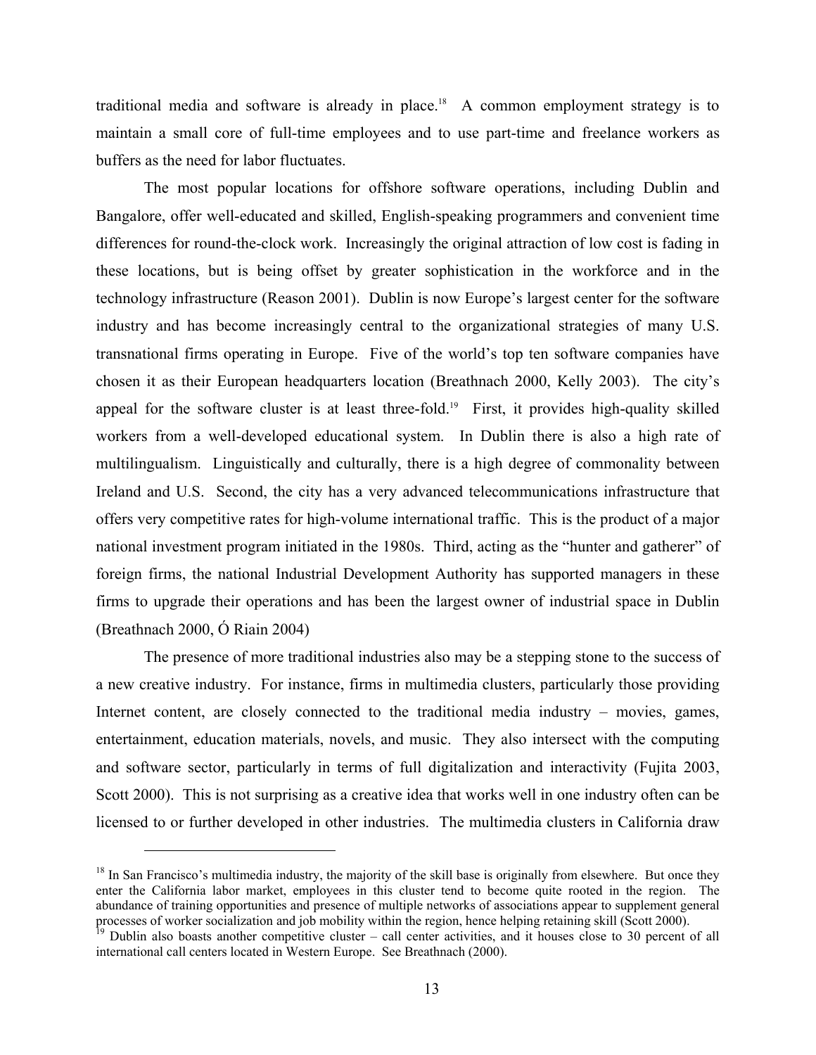traditional media and software is already in place.[18] A common employment strategy is to maintain a small core of full-time employees and to use part-time and freelance workers as buffers as the need for labor fluctuates.

The most popular locations for offshore software operations, including Dublin and Bangalore, offer well-educated and skilled, English-speaking programmers and convenient time differences for round-the-clock work. Increasingly the original attraction of low cost is fading in these locations, but is being offset by greater sophistication in the workforce and in the technology infrastructure (Reason 2001). Dublin is now Europe's largest center for the software industry and has become increasingly central to the organizational strategies of many U.S. transnational firms operating in Europe. Five of the world's top ten software companies have chosen it as their European headquarters location (Breathnach 2000, Kelly 2003). The city's appeal for the software cluster is at least three-fold.[19] First, it provides high-quality skilled workers from a well-developed educational system. In Dublin there is also a high rate of multilingualism. Linguistically and culturally, there is a high degree of commonality between Ireland and U.S. Second, the city has a very advanced telecommunications infrastructure that offers very competitive rates for high-volume international traffic. This is the product of a major national investment program initiated in the 1980s. Third, acting as the "hunter and gatherer" of foreign firms, the national Industrial Development Authority has supported managers in these firms to upgrade their operations and has been the largest owner of industrial space in Dublin (Breathnach 2000, Ó Riain 2004)

The presence of more traditional industries also may be a stepping stone to the success of a new creative industry. For instance, firms in multimedia clusters, particularly those providing Internet content, are closely connected to the traditional media industry – movies, games, entertainment, education materials, novels, and music. They also intersect with the computing and software sector, particularly in terms of full digitalization and interactivity (Fujita 2003, Scott 2000). This is not surprising as a creative idea that works well in one industry often can be licensed to or further developed in other industries. The multimedia clusters in California draw

---

[18] In San Francisco's multimedia industry, the majority of the skill base is originally from elsewhere. But once they enter the California labor market, employees in this cluster tend to become quite rooted in the region. The abundance of training opportunities and presence of multiple networks of associations appear to supplement general processes of worker socialization and job mobility within the region, hence helping retaining skill (Scott 2000).

[19] Dublin also boasts another competitive cluster – call center activities, and it houses close to 30 percent of all international call centers located in Western Europe. See Breathnach (2000).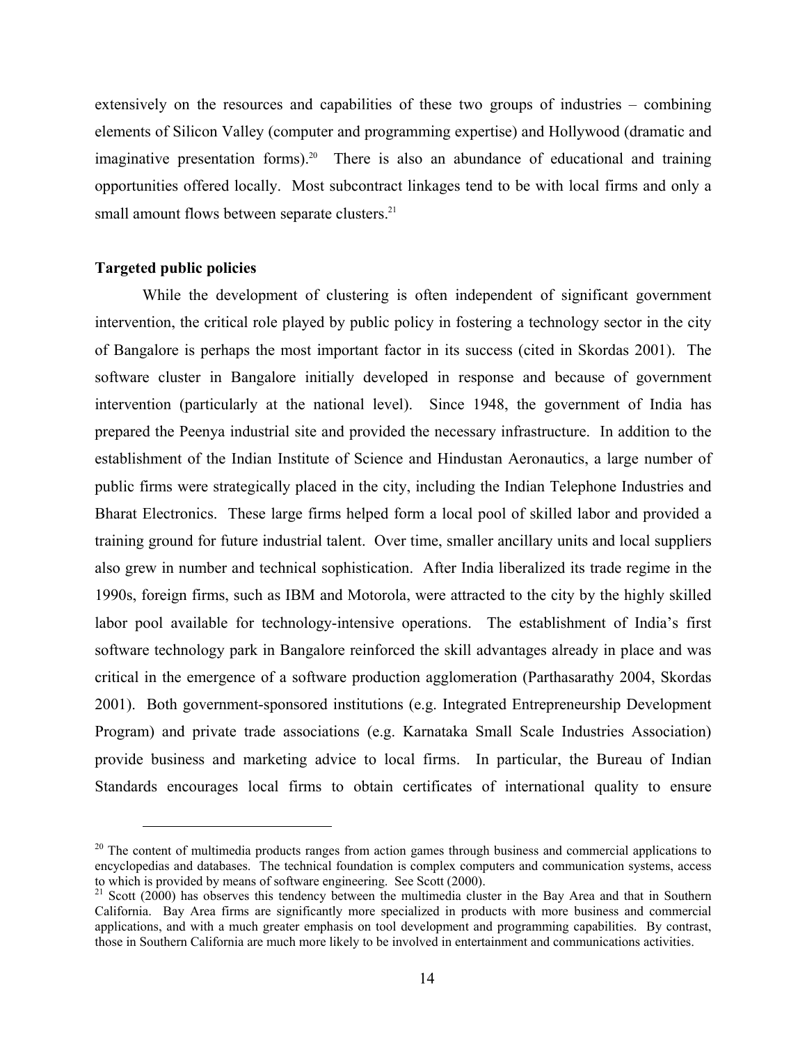extensively on the resources and capabilities of these two groups of industries – combining elements of Silicon Valley (computer and programming expertise) and Hollywood (dramatic and imaginative presentation forms).[20] There is also an abundance of educational and training opportunities offered locally. Most subcontract linkages tend to be with local firms and only a small amount flows between separate clusters.[21]

**Targeted public policies**

While the development of clustering is often independent of significant government intervention, the critical role played by public policy in fostering a technology sector in the city of Bangalore is perhaps the most important factor in its success (cited in Skordas 2001). The software cluster in Bangalore initially developed in response and because of government intervention (particularly at the national level). Since 1948, the government of India has prepared the Peenya industrial site and provided the necessary infrastructure. In addition to the establishment of the Indian Institute of Science and Hindustan Aeronautics, a large number of public firms were strategically placed in the city, including the Indian Telephone Industries and Bharat Electronics. These large firms helped form a local pool of skilled labor and provided a training ground for future industrial talent. Over time, smaller ancillary units and local suppliers also grew in number and technical sophistication. After India liberalized its trade regime in the 1990s, foreign firms, such as IBM and Motorola, were attracted to the city by the highly skilled labor pool available for technology-intensive operations. The establishment of India's first software technology park in Bangalore reinforced the skill advantages already in place and was critical in the emergence of a software production agglomeration (Parthasarathy 2004, Skordas 2001). Both government-sponsored institutions (e.g. Integrated Entrepreneurship Development Program) and private trade associations (e.g. Karnataka Small Scale Industries Association) provide business and marketing advice to local firms. In particular, the Bureau of Indian Standards encourages local firms to obtain certificates of international quality to ensure

---

[20] The content of multimedia products ranges from action games through business and commercial applications to encyclopedias and databases. The technical foundation is complex computers and communication systems, access to which is provided by means of software engineering. See Scott (2000).

[21] Scott (2000) has observes this tendency between the multimedia cluster in the Bay Area and that in Southern California. Bay Area firms are significantly more specialized in products with more business and commercial applications, and with a much greater emphasis on tool development and programming capabilities. By contrast, those in Southern California are much more likely to be involved in entertainment and communications activities.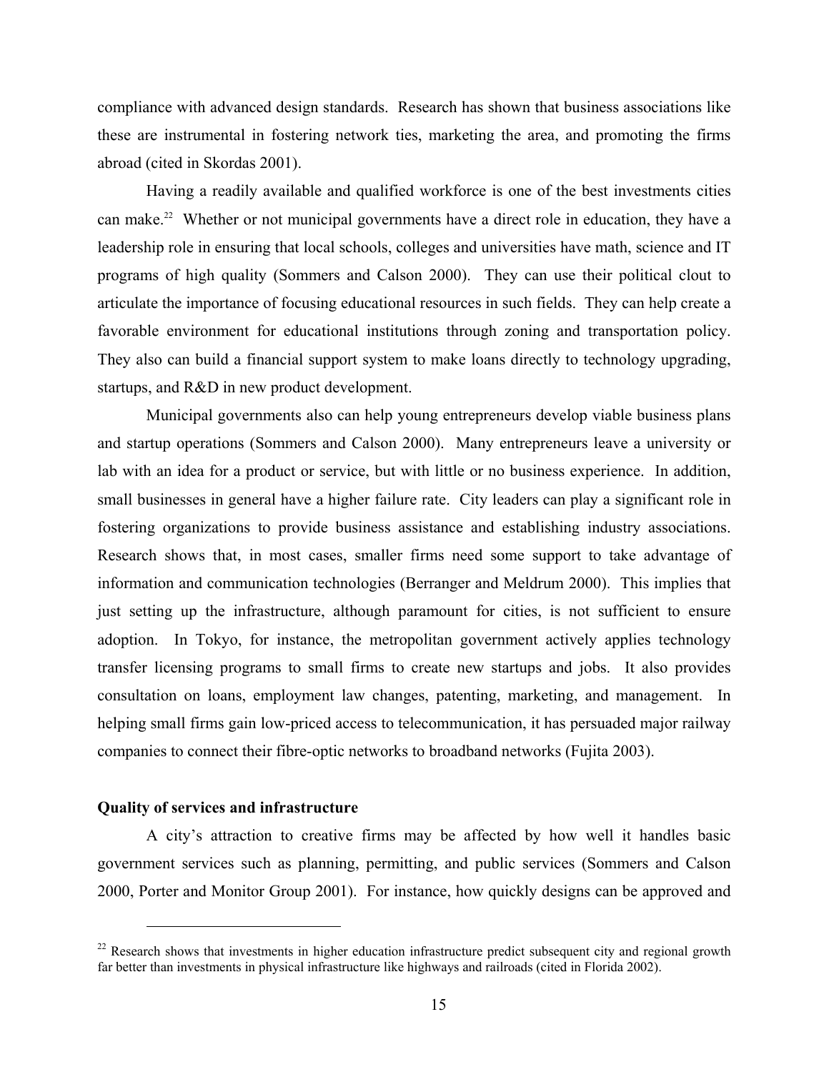compliance with advanced design standards. Research has shown that business associations like these are instrumental in fostering network ties, marketing the area, and promoting the firms abroad (cited in Skordas 2001).

Having a readily available and qualified workforce is one of the best investments cities can make.[22] Whether or not municipal governments have a direct role in education, they have a leadership role in ensuring that local schools, colleges and universities have math, science and IT programs of high quality (Sommers and Calson 2000). They can use their political clout to articulate the importance of focusing educational resources in such fields. They can help create a favorable environment for educational institutions through zoning and transportation policy. They also can build a financial support system to make loans directly to technology upgrading, startups, and R&D in new product development.

Municipal governments also can help young entrepreneurs develop viable business plans and startup operations (Sommers and Calson 2000). Many entrepreneurs leave a university or lab with an idea for a product or service, but with little or no business experience. In addition, small businesses in general have a higher failure rate. City leaders can play a significant role in fostering organizations to provide business assistance and establishing industry associations. Research shows that, in most cases, smaller firms need some support to take advantage of information and communication technologies (Berranger and Meldrum 2000). This implies that just setting up the infrastructure, although paramount for cities, is not sufficient to ensure adoption. In Tokyo, for instance, the metropolitan government actively applies technology transfer licensing programs to small firms to create new startups and jobs. It also provides consultation on loans, employment law changes, patenting, marketing, and management. In helping small firms gain low-priced access to telecommunication, it has persuaded major railway companies to connect their fibre-optic networks to broadband networks (Fujita 2003).

**Quality of services and infrastructure**

A city's attraction to creative firms may be affected by how well it handles basic government services such as planning, permitting, and public services (Sommers and Calson 2000, Porter and Monitor Group 2001). For instance, how quickly designs can be approved and

[22] Research shows that investments in higher education infrastructure predict subsequent city and regional growth far better than investments in physical infrastructure like highways and railroads (cited in Florida 2002).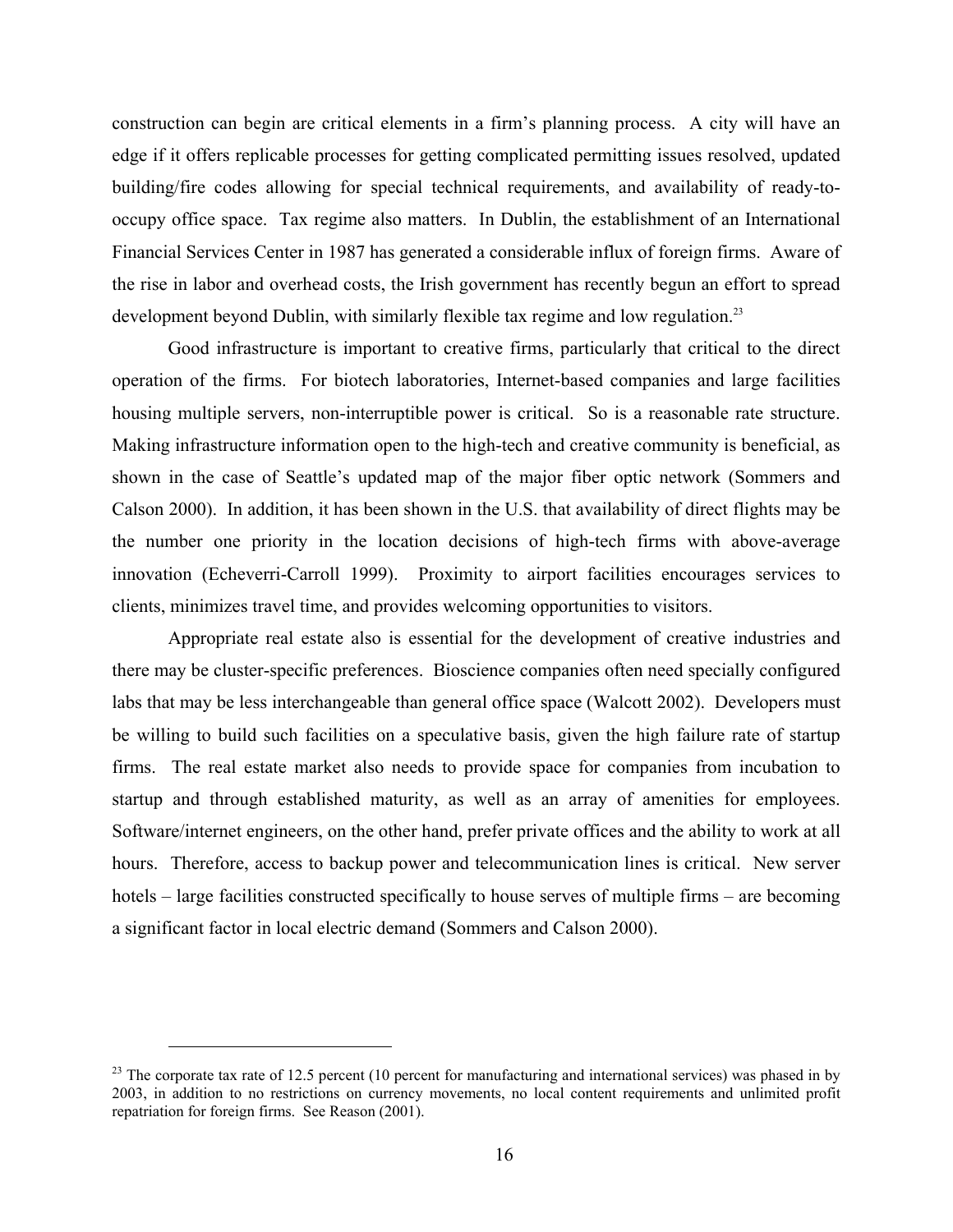construction can begin are critical elements in a firm's planning process. A city will have an edge if it offers replicable processes for getting complicated permitting issues resolved, updated building/fire codes allowing for special technical requirements, and availability of ready-to-occupy office space. Tax regime also matters. In Dublin, the establishment of an International Financial Services Center in 1987 has generated a considerable influx of foreign firms. Aware of the rise in labor and overhead costs, the Irish government has recently begun an effort to spread development beyond Dublin, with similarly flexible tax regime and low regulation.[23]

Good infrastructure is important to creative firms, particularly that critical to the direct operation of the firms. For biotech laboratories, Internet-based companies and large facilities housing multiple servers, non-interruptible power is critical. So is a reasonable rate structure. Making infrastructure information open to the high-tech and creative community is beneficial, as shown in the case of Seattle's updated map of the major fiber optic network (Sommers and Calson 2000). In addition, it has been shown in the U.S. that availability of direct flights may be the number one priority in the location decisions of high-tech firms with above-average innovation (Echeverri-Carroll 1999). Proximity to airport facilities encourages services to clients, minimizes travel time, and provides welcoming opportunities to visitors.

Appropriate real estate also is essential for the development of creative industries and there may be cluster-specific preferences. Bioscience companies often need specially configured labs that may be less interchangeable than general office space (Walcott 2002). Developers must be willing to build such facilities on a speculative basis, given the high failure rate of startup firms. The real estate market also needs to provide space for companies from incubation to startup and through established maturity, as well as an array of amenities for employees. Software/internet engineers, on the other hand, prefer private offices and the ability to work at all hours. Therefore, access to backup power and telecommunication lines is critical. New server hotels – large facilities constructed specifically to house serves of multiple firms – are becoming a significant factor in local electric demand (Sommers and Calson 2000).

---

[23] The corporate tax rate of 12.5 percent (10 percent for manufacturing and international services) was phased in by 2003, in addition to no restrictions on currency movements, no local content requirements and unlimited profit repatriation for foreign firms. See Reason (2001).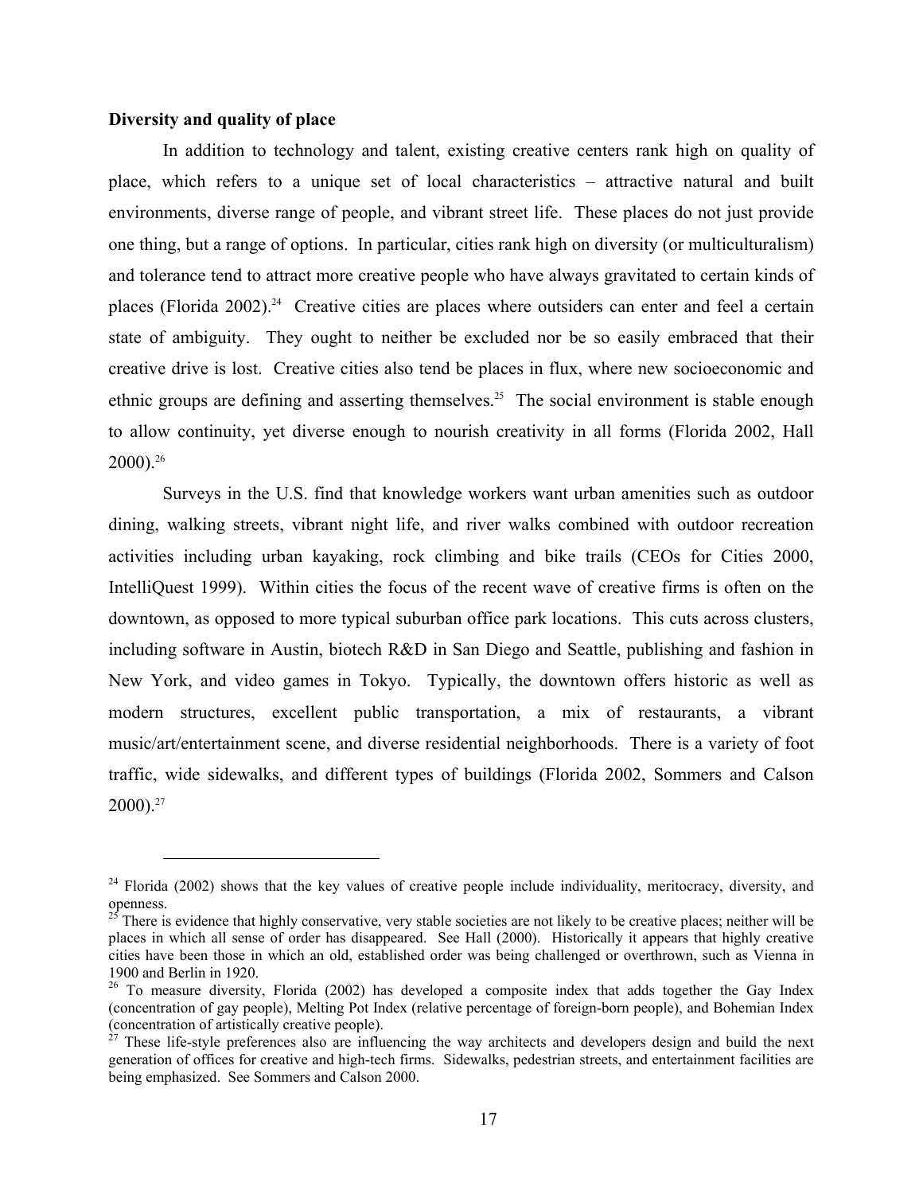**Diversity and quality of place**

In addition to technology and talent, existing creative centers rank high on quality of place, which refers to a unique set of local characteristics – attractive natural and built environments, diverse range of people, and vibrant street life. These places do not just provide one thing, but a range of options. In particular, cities rank high on diversity (or multiculturalism) and tolerance tend to attract more creative people who have always gravitated to certain kinds of places (Florida 2002).[24] Creative cities are places where outsiders can enter and feel a certain state of ambiguity. They ought to neither be excluded nor be so easily embraced that their creative drive is lost. Creative cities also tend be places in flux, where new socioeconomic and ethnic groups are defining and asserting themselves.[25] The social environment is stable enough to allow continuity, yet diverse enough to nourish creativity in all forms (Florida 2002, Hall 2000).[26]

Surveys in the U.S. find that knowledge workers want urban amenities such as outdoor dining, walking streets, vibrant night life, and river walks combined with outdoor recreation activities including urban kayaking, rock climbing and bike trails (CEOs for Cities 2000, IntelliQuest 1999). Within cities the focus of the recent wave of creative firms is often on the downtown, as opposed to more typical suburban office park locations. This cuts across clusters, including software in Austin, biotech R&D in San Diego and Seattle, publishing and fashion in New York, and video games in Tokyo. Typically, the downtown offers historic as well as modern structures, excellent public transportation, a mix of restaurants, a vibrant music/art/entertainment scene, and diverse residential neighborhoods. There is a variety of foot traffic, wide sidewalks, and different types of buildings (Florida 2002, Sommers and Calson 2000).[27]

---

[24] Florida (2002) shows that the key values of creative people include individuality, meritocracy, diversity, and openness.

[25] There is evidence that highly conservative, very stable societies are not likely to be creative places; neither will be places in which all sense of order has disappeared. See Hall (2000). Historically it appears that highly creative cities have been those in which an old, established order was being challenged or overthrown, such as Vienna in 1900 and Berlin in 1920.

[26] To measure diversity, Florida (2002) has developed a composite index that adds together the Gay Index (concentration of gay people), Melting Pot Index (relative percentage of foreign-born people), and Bohemian Index (concentration of artistically creative people).

[27] These life-style preferences also are influencing the way architects and developers design and build the next generation of offices for creative and high-tech firms. Sidewalks, pedestrian streets, and entertainment facilities are being emphasized. See Sommers and Calson 2000.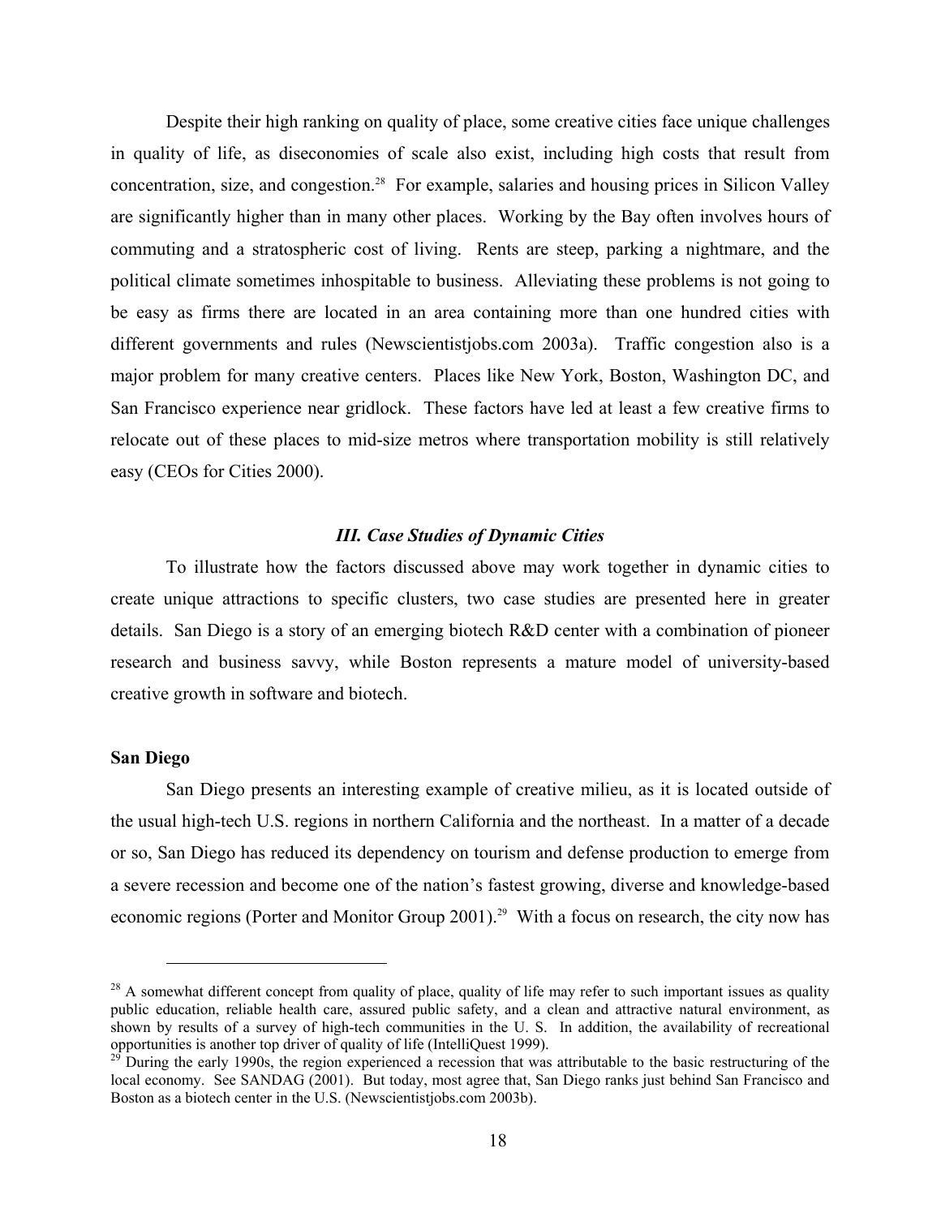Despite their high ranking on quality of place, some creative cities face unique challenges in quality of life, as diseconomies of scale also exist, including high costs that result from concentration, size, and congestion.[28] For example, salaries and housing prices in Silicon Valley are significantly higher than in many other places. Working by the Bay often involves hours of commuting and a stratospheric cost of living. Rents are steep, parking a nightmare, and the political climate sometimes inhospitable to business. Alleviating these problems is not going to be easy as firms there are located in an area containing more than one hundred cities with different governments and rules (Newscientistjobs.com 2003a). Traffic congestion also is a major problem for many creative centers. Places like New York, Boston, Washington DC, and San Francisco experience near gridlock. These factors have led at least a few creative firms to relocate out of these places to mid-size metros where transportation mobility is still relatively easy (CEOs for Cities 2000).

### *III. Case Studies of Dynamic Cities*

To illustrate how the factors discussed above may work together in dynamic cities to create unique attractions to specific clusters, two case studies are presented here in greater details. San Diego is a story of an emerging biotech R&D center with a combination of pioneer research and business savvy, while Boston represents a mature model of university-based creative growth in software and biotech.

**San Diego**

San Diego presents an interesting example of creative milieu, as it is located outside of the usual high-tech U.S. regions in northern California and the northeast. In a matter of a decade or so, San Diego has reduced its dependency on tourism and defense production to emerge from a severe recession and become one of the nation's fastest growing, diverse and knowledge-based economic regions (Porter and Monitor Group 2001).[29] With a focus on research, the city now has

---

[28] A somewhat different concept from quality of place, quality of life may refer to such important issues as quality public education, reliable health care, assured public safety, and a clean and attractive natural environment, as shown by results of a survey of high-tech communities in the U. S. In addition, the availability of recreational opportunities is another top driver of quality of life (IntelliQuest 1999).

[29] During the early 1990s, the region experienced a recession that was attributable to the basic restructuring of the local economy. See SANDAG (2001). But today, most agree that, San Diego ranks just behind San Francisco and Boston as a biotech center in the U.S. (Newscientistjobs.com 2003b).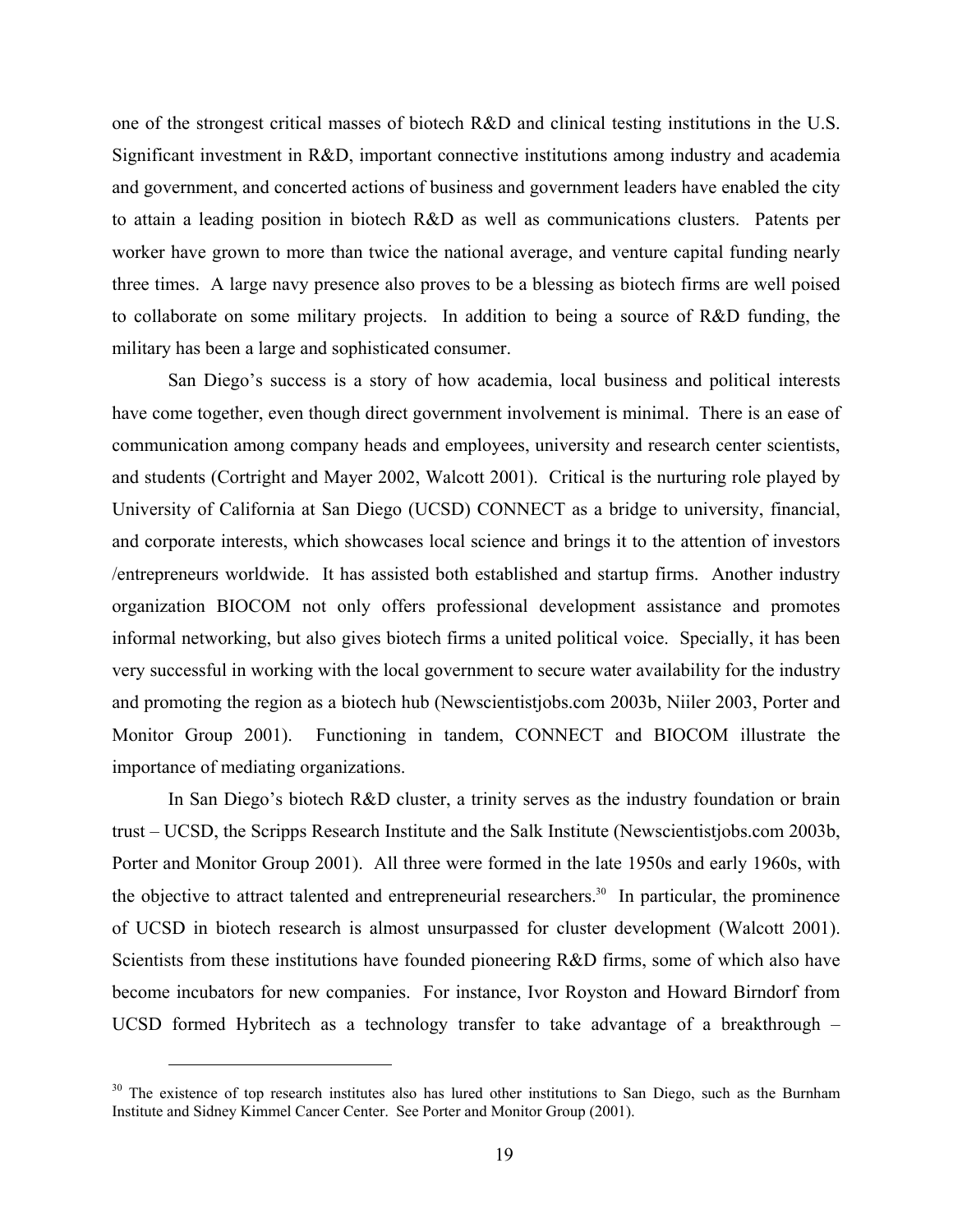one of the strongest critical masses of biotech R&D and clinical testing institutions in the U.S. Significant investment in R&D, important connective institutions among industry and academia and government, and concerted actions of business and government leaders have enabled the city to attain a leading position in biotech R&D as well as communications clusters. Patents per worker have grown to more than twice the national average, and venture capital funding nearly three times. A large navy presence also proves to be a blessing as biotech firms are well poised to collaborate on some military projects. In addition to being a source of R&D funding, the military has been a large and sophisticated consumer.

San Diego's success is a story of how academia, local business and political interests have come together, even though direct government involvement is minimal. There is an ease of communication among company heads and employees, university and research center scientists, and students (Cortright and Mayer 2002, Walcott 2001). Critical is the nurturing role played by University of California at San Diego (UCSD) CONNECT as a bridge to university, financial, and corporate interests, which showcases local science and brings it to the attention of investors /entrepreneurs worldwide. It has assisted both established and startup firms. Another industry organization BIOCOM not only offers professional development assistance and promotes informal networking, but also gives biotech firms a united political voice. Specially, it has been very successful in working with the local government to secure water availability for the industry and promoting the region as a biotech hub (Newscientistjobs.com 2003b, Niiler 2003, Porter and Monitor Group 2001). Functioning in tandem, CONNECT and BIOCOM illustrate the importance of mediating organizations.

In San Diego's biotech R&D cluster, a trinity serves as the industry foundation or brain trust – UCSD, the Scripps Research Institute and the Salk Institute (Newscientistjobs.com 2003b, Porter and Monitor Group 2001). All three were formed in the late 1950s and early 1960s, with the objective to attract talented and entrepreneurial researchers.[30] In particular, the prominence of UCSD in biotech research is almost unsurpassed for cluster development (Walcott 2001). Scientists from these institutions have founded pioneering R&D firms, some of which also have become incubators for new companies. For instance, Ivor Royston and Howard Birndorf from UCSD formed Hybritech as a technology transfer to take advantage of a breakthrough –

---

[30] The existence of top research institutes also has lured other institutions to San Diego, such as the Burnham Institute and Sidney Kimmel Cancer Center. See Porter and Monitor Group (2001).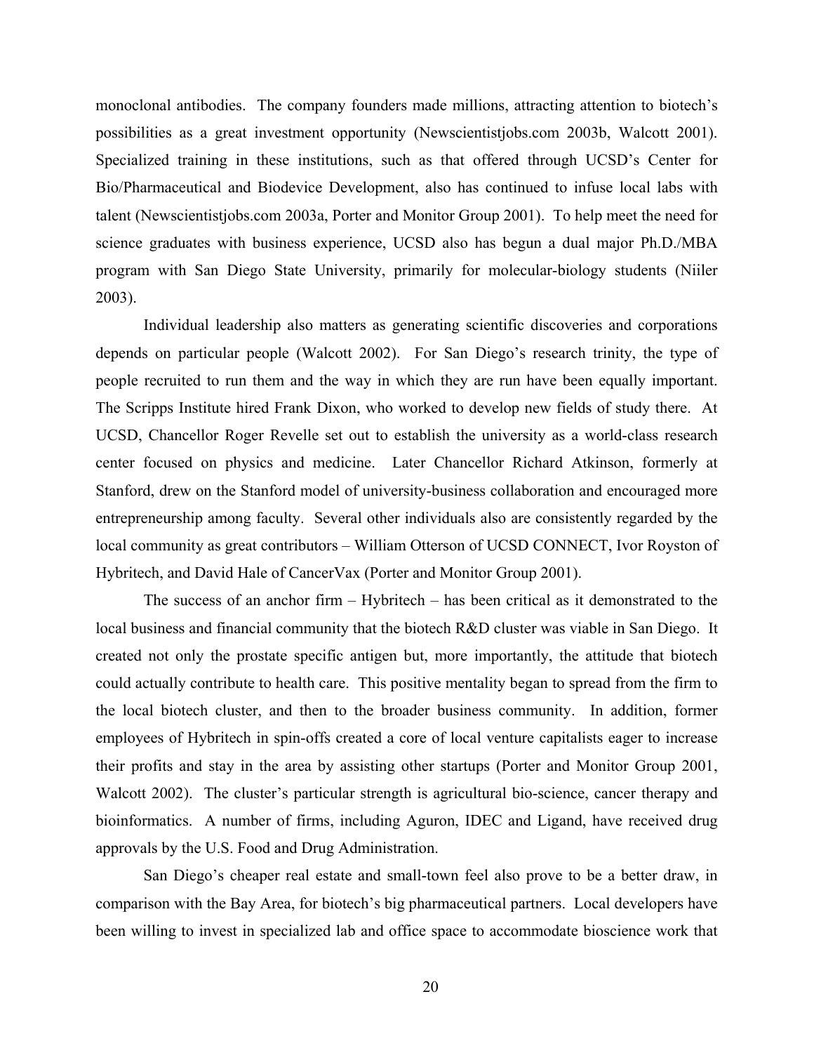monoclonal antibodies. The company founders made millions, attracting attention to biotech's possibilities as a great investment opportunity (Newscientistjobs.com 2003b, Walcott 2001). Specialized training in these institutions, such as that offered through UCSD's Center for Bio/Pharmaceutical and Biodevice Development, also has continued to infuse local labs with talent (Newscientistjobs.com 2003a, Porter and Monitor Group 2001). To help meet the need for science graduates with business experience, UCSD also has begun a dual major Ph.D./MBA program with San Diego State University, primarily for molecular-biology students (Niiler 2003).

Individual leadership also matters as generating scientific discoveries and corporations depends on particular people (Walcott 2002). For San Diego's research trinity, the type of people recruited to run them and the way in which they are run have been equally important. The Scripps Institute hired Frank Dixon, who worked to develop new fields of study there. At UCSD, Chancellor Roger Revelle set out to establish the university as a world-class research center focused on physics and medicine. Later Chancellor Richard Atkinson, formerly at Stanford, drew on the Stanford model of university-business collaboration and encouraged more entrepreneurship among faculty. Several other individuals also are consistently regarded by the local community as great contributors – William Otterson of UCSD CONNECT, Ivor Royston of Hybritech, and David Hale of CancerVax (Porter and Monitor Group 2001).

The success of an anchor firm – Hybritech – has been critical as it demonstrated to the local business and financial community that the biotech R&D cluster was viable in San Diego. It created not only the prostate specific antigen but, more importantly, the attitude that biotech could actually contribute to health care. This positive mentality began to spread from the firm to the local biotech cluster, and then to the broader business community. In addition, former employees of Hybritech in spin-offs created a core of local venture capitalists eager to increase their profits and stay in the area by assisting other startups (Porter and Monitor Group 2001, Walcott 2002). The cluster's particular strength is agricultural bio-science, cancer therapy and bioinformatics. A number of firms, including Aguron, IDEC and Ligand, have received drug approvals by the U.S. Food and Drug Administration.

San Diego's cheaper real estate and small-town feel also prove to be a better draw, in comparison with the Bay Area, for biotech's big pharmaceutical partners. Local developers have been willing to invest in specialized lab and office space to accommodate bioscience work that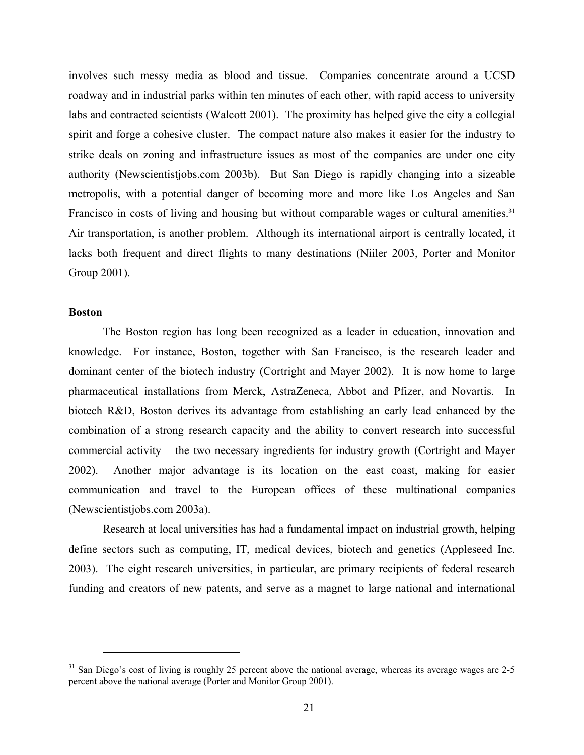involves such messy media as blood and tissue. Companies concentrate around a UCSD roadway and in industrial parks within ten minutes of each other, with rapid access to university labs and contracted scientists (Walcott 2001). The proximity has helped give the city a collegial spirit and forge a cohesive cluster. The compact nature also makes it easier for the industry to strike deals on zoning and infrastructure issues as most of the companies are under one city authority (Newscientistjobs.com 2003b). But San Diego is rapidly changing into a sizeable metropolis, with a potential danger of becoming more and more like Los Angeles and San Francisco in costs of living and housing but without comparable wages or cultural amenities.[31] Air transportation, is another problem. Although its international airport is centrally located, it lacks both frequent and direct flights to many destinations (Niiler 2003, Porter and Monitor Group 2001).

**Boston**

The Boston region has long been recognized as a leader in education, innovation and knowledge. For instance, Boston, together with San Francisco, is the research leader and dominant center of the biotech industry (Cortright and Mayer 2002). It is now home to large pharmaceutical installations from Merck, AstraZeneca, Abbot and Pfizer, and Novartis. In biotech R&D, Boston derives its advantage from establishing an early lead enhanced by the combination of a strong research capacity and the ability to convert research into successful commercial activity – the two necessary ingredients for industry growth (Cortright and Mayer 2002). Another major advantage is its location on the east coast, making for easier communication and travel to the European offices of these multinational companies (Newscientistjobs.com 2003a).

Research at local universities has had a fundamental impact on industrial growth, helping define sectors such as computing, IT, medical devices, biotech and genetics (Appleseed Inc. 2003). The eight research universities, in particular, are primary recipients of federal research funding and creators of new patents, and serve as a magnet to large national and international

[31] San Diego's cost of living is roughly 25 percent above the national average, whereas its average wages are 2-5 percent above the national average (Porter and Monitor Group 2001).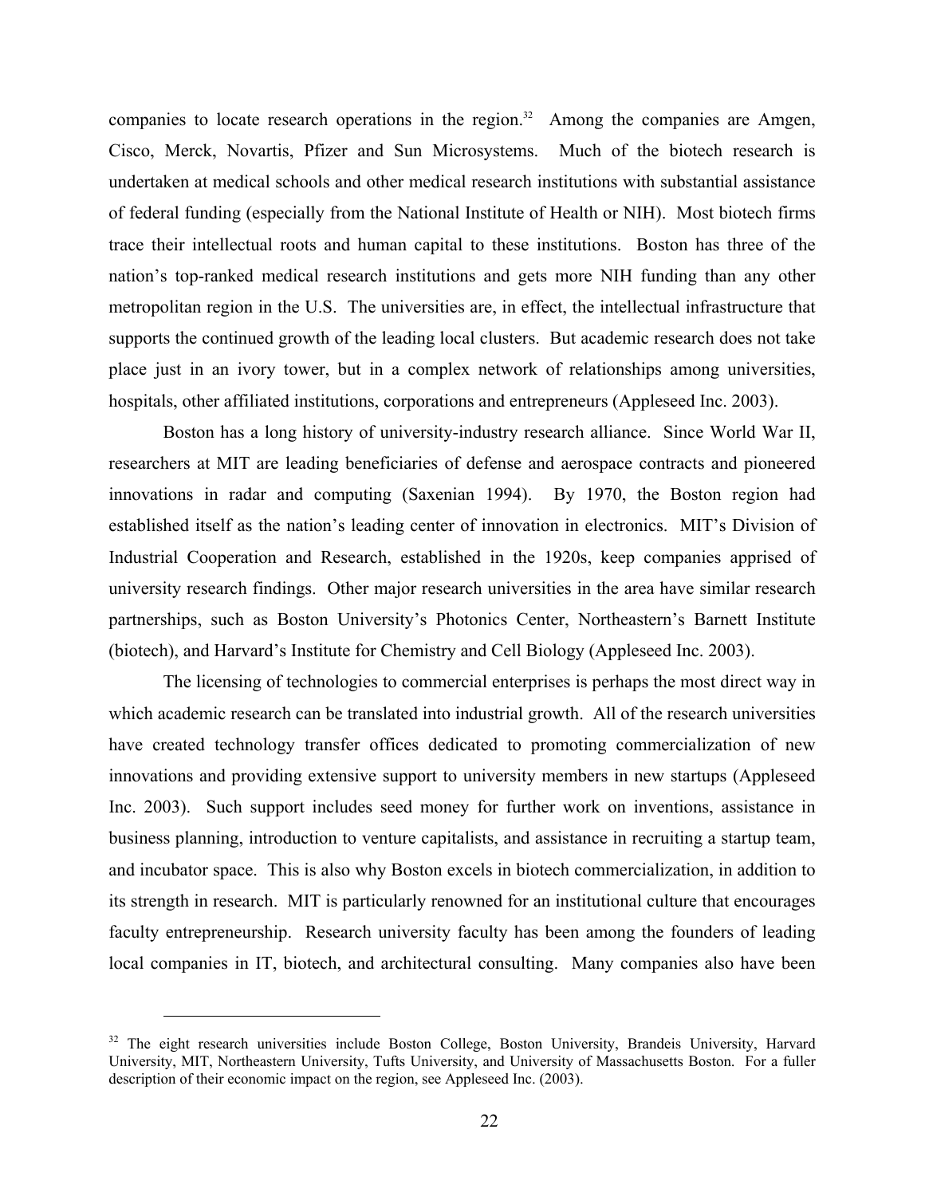companies to locate research operations in the region.[32] Among the companies are Amgen, Cisco, Merck, Novartis, Pfizer and Sun Microsystems. Much of the biotech research is undertaken at medical schools and other medical research institutions with substantial assistance of federal funding (especially from the National Institute of Health or NIH). Most biotech firms trace their intellectual roots and human capital to these institutions. Boston has three of the nation's top-ranked medical research institutions and gets more NIH funding than any other metropolitan region in the U.S. The universities are, in effect, the intellectual infrastructure that supports the continued growth of the leading local clusters. But academic research does not take place just in an ivory tower, but in a complex network of relationships among universities, hospitals, other affiliated institutions, corporations and entrepreneurs (Appleseed Inc. 2003).

Boston has a long history of university-industry research alliance. Since World War II, researchers at MIT are leading beneficiaries of defense and aerospace contracts and pioneered innovations in radar and computing (Saxenian 1994). By 1970, the Boston region had established itself as the nation's leading center of innovation in electronics. MIT's Division of Industrial Cooperation and Research, established in the 1920s, keep companies apprised of university research findings. Other major research universities in the area have similar research partnerships, such as Boston University's Photonics Center, Northeastern's Barnett Institute (biotech), and Harvard's Institute for Chemistry and Cell Biology (Appleseed Inc. 2003).

The licensing of technologies to commercial enterprises is perhaps the most direct way in which academic research can be translated into industrial growth. All of the research universities have created technology transfer offices dedicated to promoting commercialization of new innovations and providing extensive support to university members in new startups (Appleseed Inc. 2003). Such support includes seed money for further work on inventions, assistance in business planning, introduction to venture capitalists, and assistance in recruiting a startup team, and incubator space. This is also why Boston excels in biotech commercialization, in addition to its strength in research. MIT is particularly renowned for an institutional culture that encourages faculty entrepreneurship. Research university faculty has been among the founders of leading local companies in IT, biotech, and architectural consulting. Many companies also have been

---

[32] The eight research universities include Boston College, Boston University, Brandeis University, Harvard University, MIT, Northeastern University, Tufts University, and University of Massachusetts Boston. For a fuller description of their economic impact on the region, see Appleseed Inc. (2003).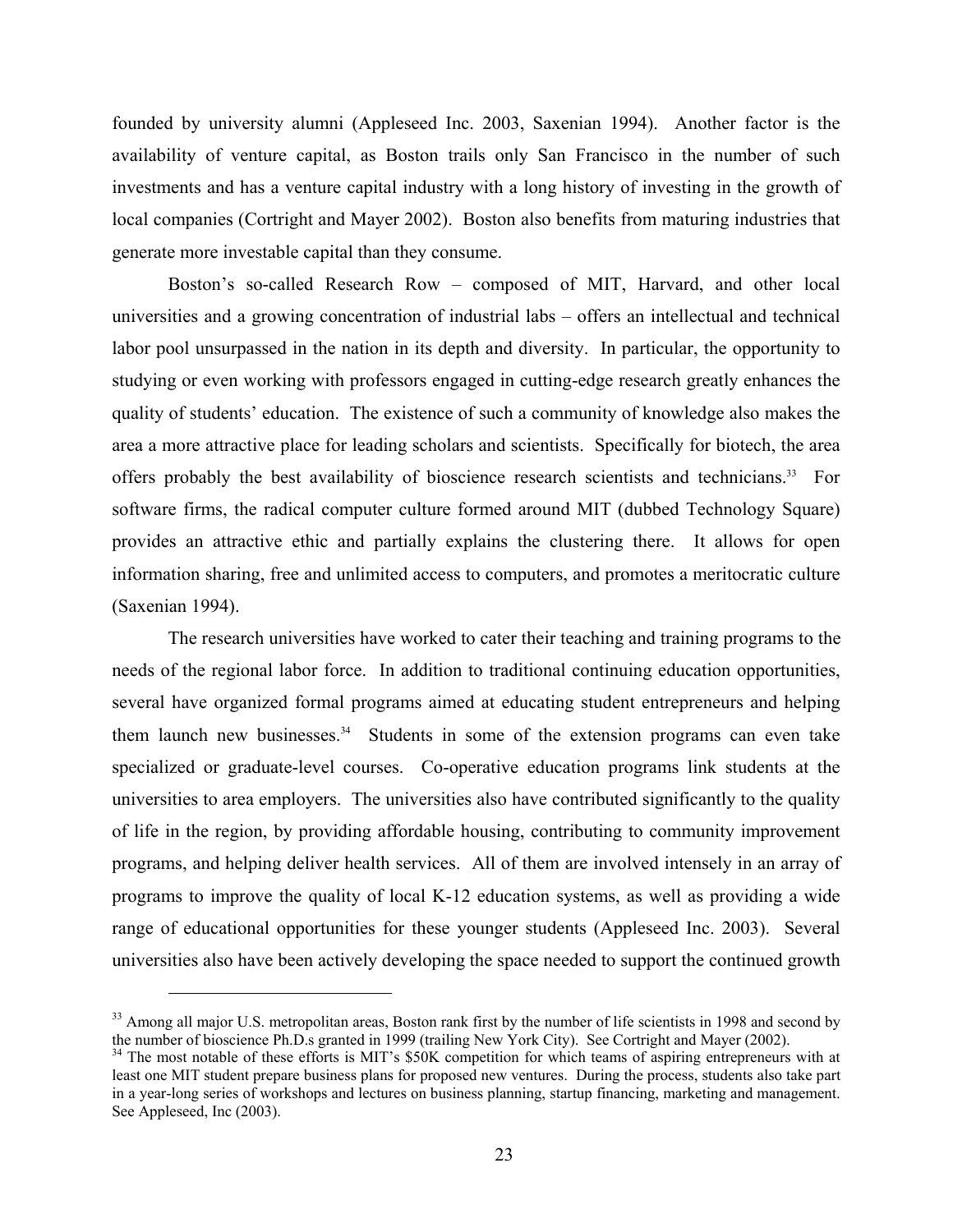founded by university alumni (Appleseed Inc. 2003, Saxenian 1994). Another factor is the availability of venture capital, as Boston trails only San Francisco in the number of such investments and has a venture capital industry with a long history of investing in the growth of local companies (Cortright and Mayer 2002). Boston also benefits from maturing industries that generate more investable capital than they consume.

Boston's so-called Research Row – composed of MIT, Harvard, and other local universities and a growing concentration of industrial labs – offers an intellectual and technical labor pool unsurpassed in the nation in its depth and diversity. In particular, the opportunity to studying or even working with professors engaged in cutting-edge research greatly enhances the quality of students' education. The existence of such a community of knowledge also makes the area a more attractive place for leading scholars and scientists. Specifically for biotech, the area offers probably the best availability of bioscience research scientists and technicians.[33] For software firms, the radical computer culture formed around MIT (dubbed Technology Square) provides an attractive ethic and partially explains the clustering there. It allows for open information sharing, free and unlimited access to computers, and promotes a meritocratic culture (Saxenian 1994).

The research universities have worked to cater their teaching and training programs to the needs of the regional labor force. In addition to traditional continuing education opportunities, several have organized formal programs aimed at educating student entrepreneurs and helping them launch new businesses.[34] Students in some of the extension programs can even take specialized or graduate-level courses. Co-operative education programs link students at the universities to area employers. The universities also have contributed significantly to the quality of life in the region, by providing affordable housing, contributing to community improvement programs, and helping deliver health services. All of them are involved intensely in an array of programs to improve the quality of local K-12 education systems, as well as providing a wide range of educational opportunities for these younger students (Appleseed Inc. 2003). Several universities also have been actively developing the space needed to support the continued growth

---

[33] Among all major U.S. metropolitan areas, Boston rank first by the number of life scientists in 1998 and second by the number of bioscience Ph.D.s granted in 1999 (trailing New York City). See Cortright and Mayer (2002).

[34] The most notable of these efforts is MIT's $50K competition for which teams of aspiring entrepreneurs with at least one MIT student prepare business plans for proposed new ventures. During the process, students also take part in a year-long series of workshops and lectures on business planning, startup financing, marketing and management. See Appleseed, Inc (2003).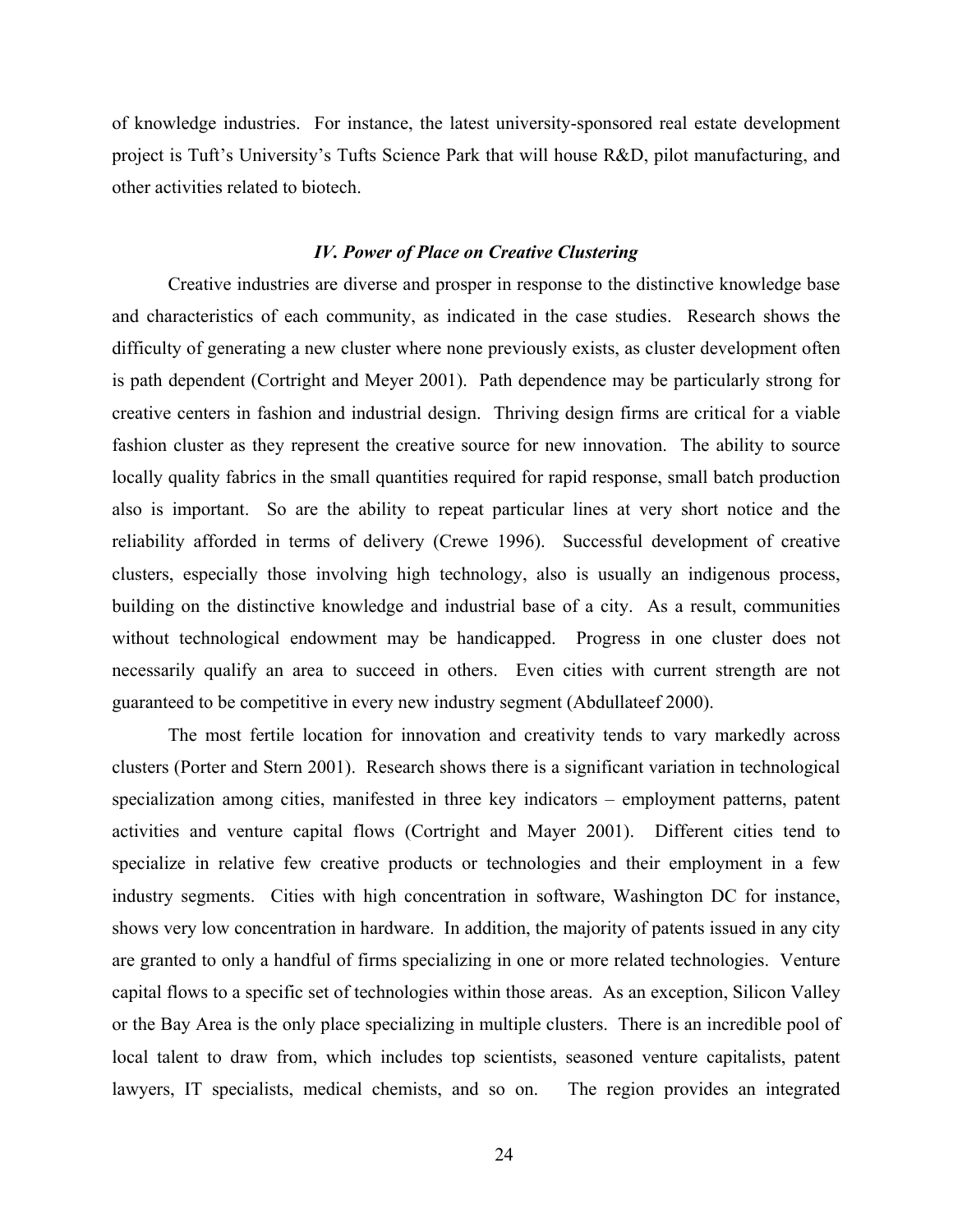of knowledge industries. For instance, the latest university-sponsored real estate development project is Tuft's University's Tufts Science Park that will house R&D, pilot manufacturing, and other activities related to biotech.

### *IV. Power of Place on Creative Clustering*

Creative industries are diverse and prosper in response to the distinctive knowledge base and characteristics of each community, as indicated in the case studies. Research shows the difficulty of generating a new cluster where none previously exists, as cluster development often is path dependent (Cortright and Meyer 2001). Path dependence may be particularly strong for creative centers in fashion and industrial design. Thriving design firms are critical for a viable fashion cluster as they represent the creative source for new innovation. The ability to source locally quality fabrics in the small quantities required for rapid response, small batch production also is important. So are the ability to repeat particular lines at very short notice and the reliability afforded in terms of delivery (Crewe 1996). Successful development of creative clusters, especially those involving high technology, also is usually an indigenous process, building on the distinctive knowledge and industrial base of a city. As a result, communities without technological endowment may be handicapped. Progress in one cluster does not necessarily qualify an area to succeed in others. Even cities with current strength are not guaranteed to be competitive in every new industry segment (Abdullateef 2000).

The most fertile location for innovation and creativity tends to vary markedly across clusters (Porter and Stern 2001). Research shows there is a significant variation in technological specialization among cities, manifested in three key indicators – employment patterns, patent activities and venture capital flows (Cortright and Mayer 2001). Different cities tend to specialize in relative few creative products or technologies and their employment in a few industry segments. Cities with high concentration in software, Washington DC for instance, shows very low concentration in hardware. In addition, the majority of patents issued in any city are granted to only a handful of firms specializing in one or more related technologies. Venture capital flows to a specific set of technologies within those areas. As an exception, Silicon Valley or the Bay Area is the only place specializing in multiple clusters. There is an incredible pool of local talent to draw from, which includes top scientists, seasoned venture capitalists, patent lawyers, IT specialists, medical chemists, and so on. The region provides an integrated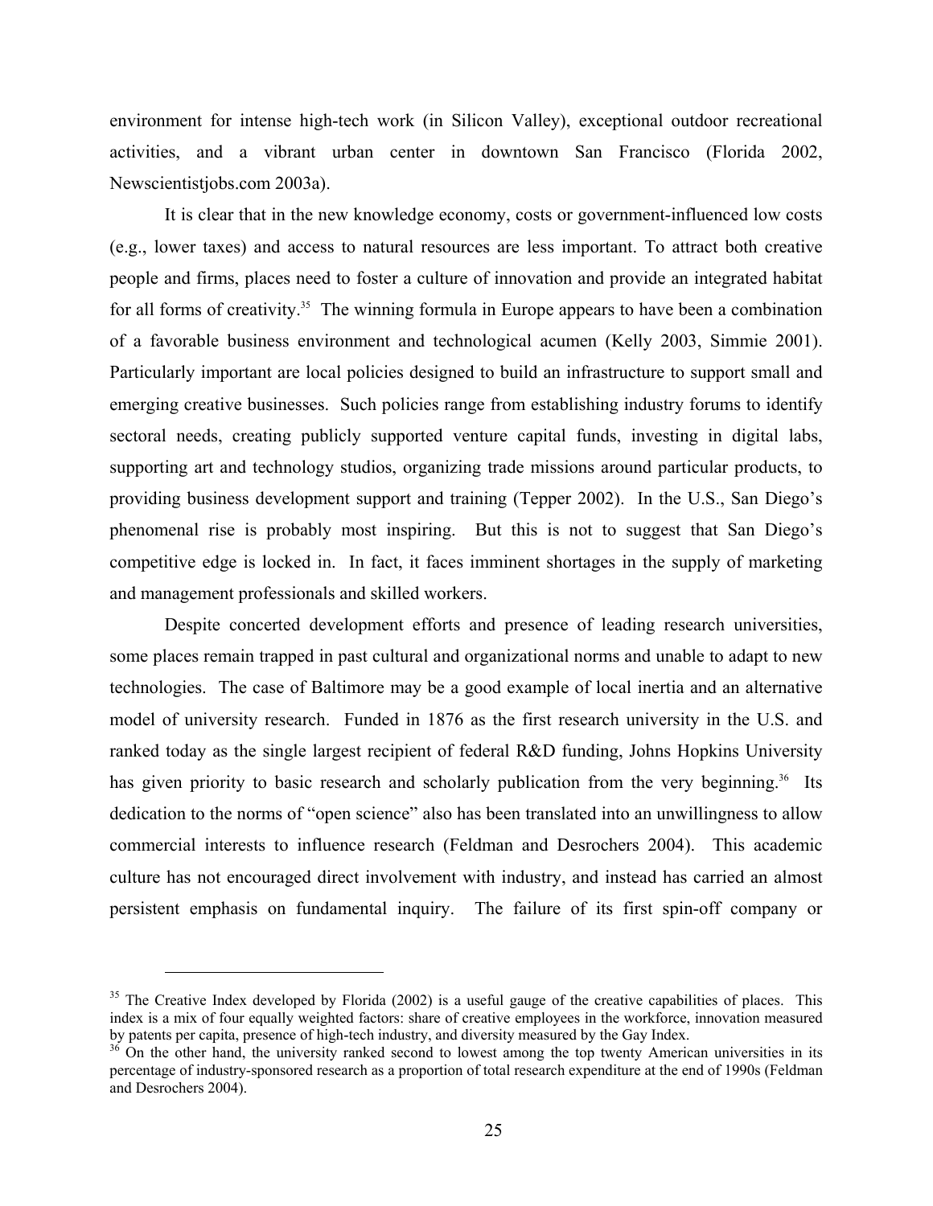environment for intense high-tech work (in Silicon Valley), exceptional outdoor recreational activities, and a vibrant urban center in downtown San Francisco (Florida 2002, Newscientistjobs.com 2003a).

It is clear that in the new knowledge economy, costs or government-influenced low costs (e.g., lower taxes) and access to natural resources are less important. To attract both creative people and firms, places need to foster a culture of innovation and provide an integrated habitat for all forms of creativity.[35] The winning formula in Europe appears to have been a combination of a favorable business environment and technological acumen (Kelly 2003, Simmie 2001). Particularly important are local policies designed to build an infrastructure to support small and emerging creative businesses. Such policies range from establishing industry forums to identify sectoral needs, creating publicly supported venture capital funds, investing in digital labs, supporting art and technology studios, organizing trade missions around particular products, to providing business development support and training (Tepper 2002). In the U.S., San Diego's phenomenal rise is probably most inspiring. But this is not to suggest that San Diego's competitive edge is locked in. In fact, it faces imminent shortages in the supply of marketing and management professionals and skilled workers.

Despite concerted development efforts and presence of leading research universities, some places remain trapped in past cultural and organizational norms and unable to adapt to new technologies. The case of Baltimore may be a good example of local inertia and an alternative model of university research. Funded in 1876 as the first research university in the U.S. and ranked today as the single largest recipient of federal R&D funding, Johns Hopkins University has given priority to basic research and scholarly publication from the very beginning.[36] Its dedication to the norms of "open science" also has been translated into an unwillingness to allow commercial interests to influence research (Feldman and Desrochers 2004). This academic culture has not encouraged direct involvement with industry, and instead has carried an almost persistent emphasis on fundamental inquiry. The failure of its first spin-off company or

---

[35] The Creative Index developed by Florida (2002) is a useful gauge of the creative capabilities of places. This index is a mix of four equally weighted factors: share of creative employees in the workforce, innovation measured by patents per capita, presence of high-tech industry, and diversity measured by the Gay Index.

[36] On the other hand, the university ranked second to lowest among the top twenty American universities in its percentage of industry-sponsored research as a proportion of total research expenditure at the end of 1990s (Feldman and Desrochers 2004).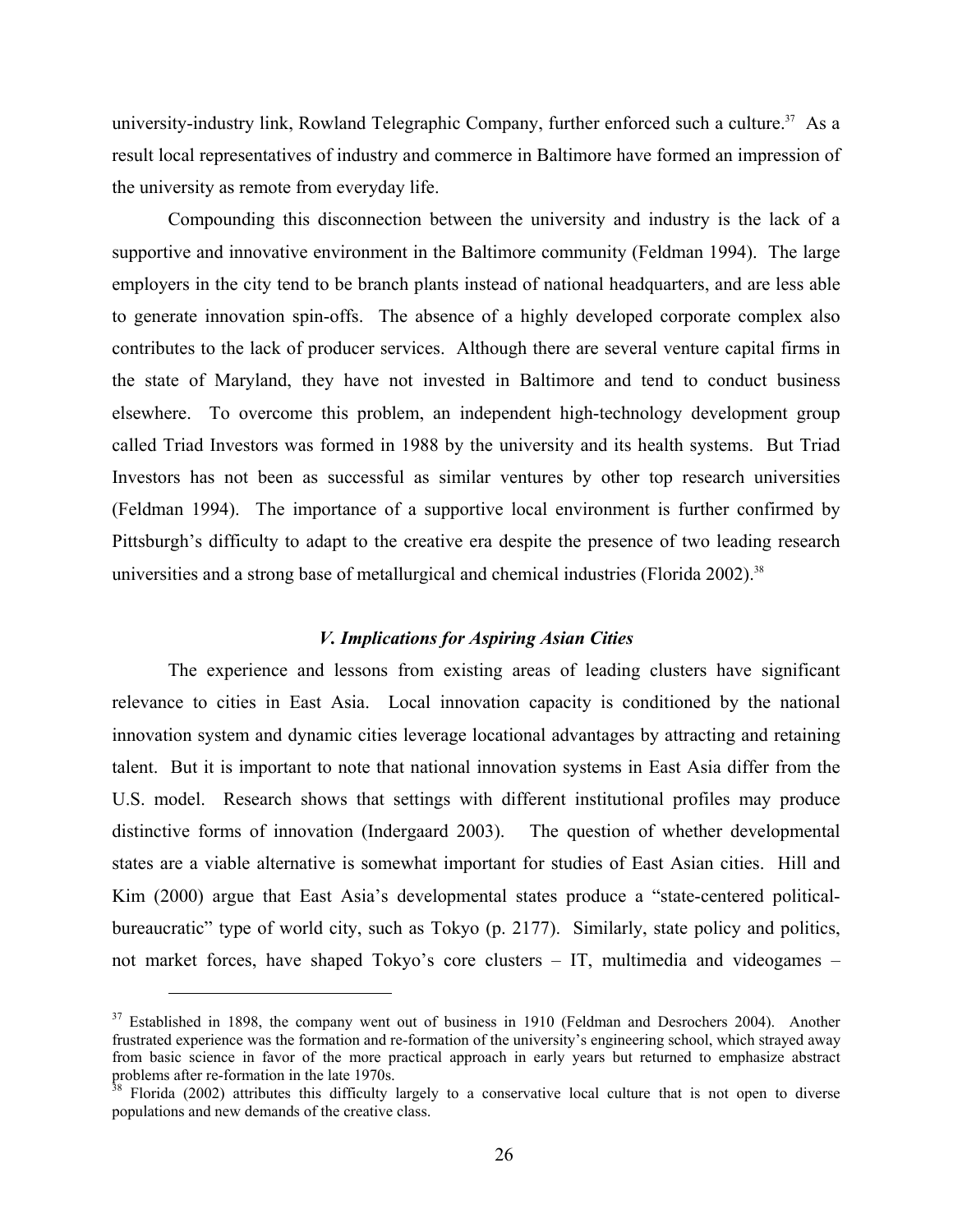university-industry link, Rowland Telegraphic Company, further enforced such a culture.[37] As a result local representatives of industry and commerce in Baltimore have formed an impression of the university as remote from everyday life.

Compounding this disconnection between the university and industry is the lack of a supportive and innovative environment in the Baltimore community (Feldman 1994). The large employers in the city tend to be branch plants instead of national headquarters, and are less able to generate innovation spin-offs. The absence of a highly developed corporate complex also contributes to the lack of producer services. Although there are several venture capital firms in the state of Maryland, they have not invested in Baltimore and tend to conduct business elsewhere. To overcome this problem, an independent high-technology development group called Triad Investors was formed in 1988 by the university and its health systems. But Triad Investors has not been as successful as similar ventures by other top research universities (Feldman 1994). The importance of a supportive local environment is further confirmed by Pittsburgh's difficulty to adapt to the creative era despite the presence of two leading research universities and a strong base of metallurgical and chemical industries (Florida 2002).[38]

### *V. Implications for Aspiring Asian Cities*

The experience and lessons from existing areas of leading clusters have significant relevance to cities in East Asia. Local innovation capacity is conditioned by the national innovation system and dynamic cities leverage locational advantages by attracting and retaining talent. But it is important to note that national innovation systems in East Asia differ from the U.S. model. Research shows that settings with different institutional profiles may produce distinctive forms of innovation (Indergaard 2003). The question of whether developmental states are a viable alternative is somewhat important for studies of East Asian cities. Hill and Kim (2000) argue that East Asia's developmental states produce a "state-centered political-bureaucratic" type of world city, such as Tokyo (p. 2177). Similarly, state policy and politics, not market forces, have shaped Tokyo's core clusters – IT, multimedia and videogames –

[37] Established in 1898, the company went out of business in 1910 (Feldman and Desrochers 2004). Another frustrated experience was the formation and re-formation of the university's engineering school, which strayed away from basic science in favor of the more practical approach in early years but returned to emphasize abstract problems after re-formation in the late 1970s.

[38] Florida (2002) attributes this difficulty largely to a conservative local culture that is not open to diverse populations and new demands of the creative class.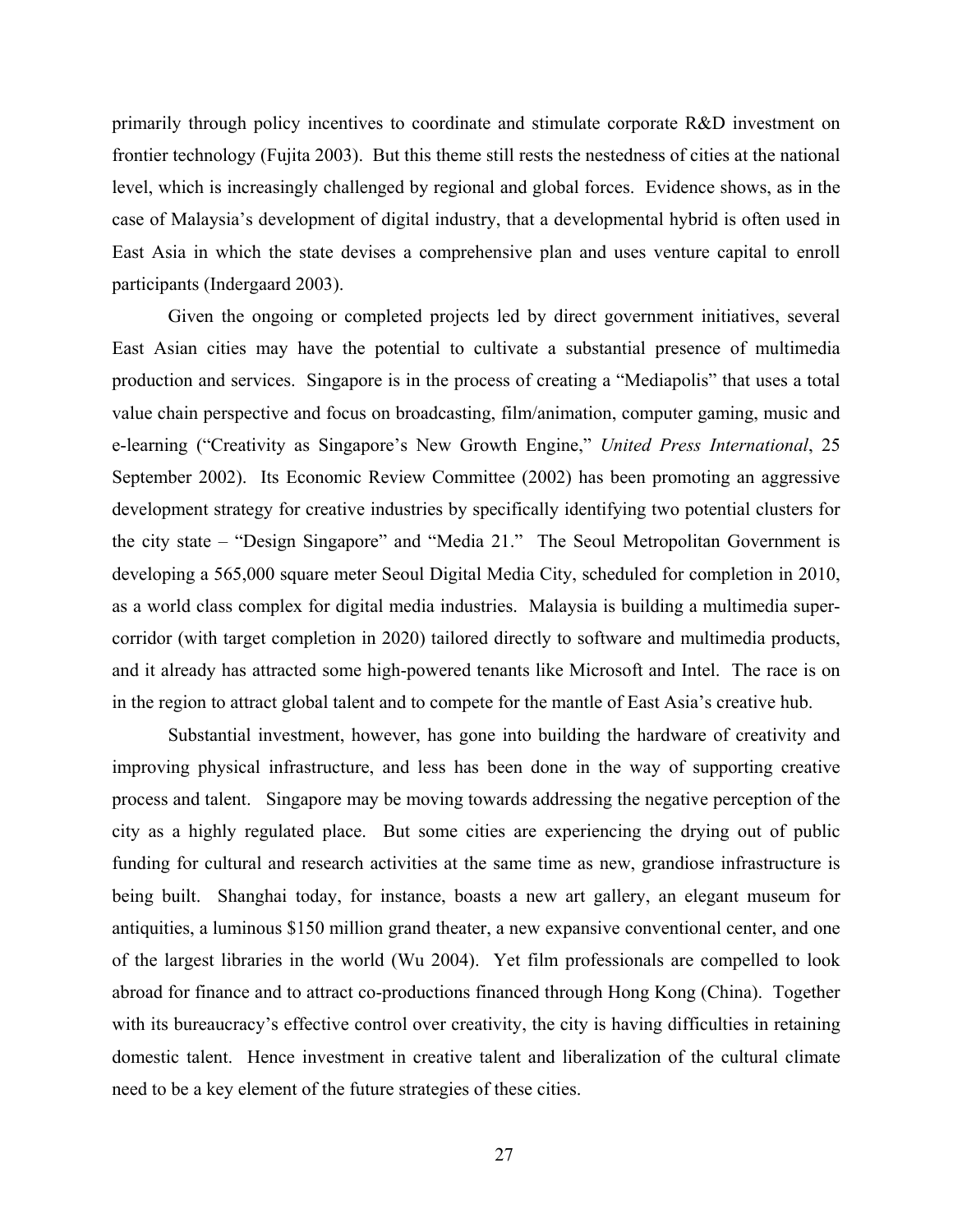primarily through policy incentives to coordinate and stimulate corporate R&D investment on frontier technology (Fujita 2003). But this theme still rests the nestedness of cities at the national level, which is increasingly challenged by regional and global forces. Evidence shows, as in the case of Malaysia's development of digital industry, that a developmental hybrid is often used in East Asia in which the state devises a comprehensive plan and uses venture capital to enroll participants (Indergaard 2003).

Given the ongoing or completed projects led by direct government initiatives, several East Asian cities may have the potential to cultivate a substantial presence of multimedia production and services. Singapore is in the process of creating a "Mediapolis" that uses a total value chain perspective and focus on broadcasting, film/animation, computer gaming, music and e-learning ("Creativity as Singapore's New Growth Engine," *United Press International*, 25 September 2002). Its Economic Review Committee (2002) has been promoting an aggressive development strategy for creative industries by specifically identifying two potential clusters for the city state – "Design Singapore" and "Media 21." The Seoul Metropolitan Government is developing a 565,000 square meter Seoul Digital Media City, scheduled for completion in 2010, as a world class complex for digital media industries. Malaysia is building a multimedia super-corridor (with target completion in 2020) tailored directly to software and multimedia products, and it already has attracted some high-powered tenants like Microsoft and Intel. The race is on in the region to attract global talent and to compete for the mantle of East Asia's creative hub.

Substantial investment, however, has gone into building the hardware of creativity and improving physical infrastructure, and less has been done in the way of supporting creative process and talent. Singapore may be moving towards addressing the negative perception of the city as a highly regulated place. But some cities are experiencing the drying out of public funding for cultural and research activities at the same time as new, grandiose infrastructure is being built. Shanghai today, for instance, boasts a new art gallery, an elegant museum for antiquities, a luminous $150 million grand theater, a new expansive conventional center, and one of the largest libraries in the world (Wu 2004). Yet film professionals are compelled to look abroad for finance and to attract co-productions financed through Hong Kong (China). Together with its bureaucracy's effective control over creativity, the city is having difficulties in retaining domestic talent. Hence investment in creative talent and liberalization of the cultural climate need to be a key element of the future strategies of these cities.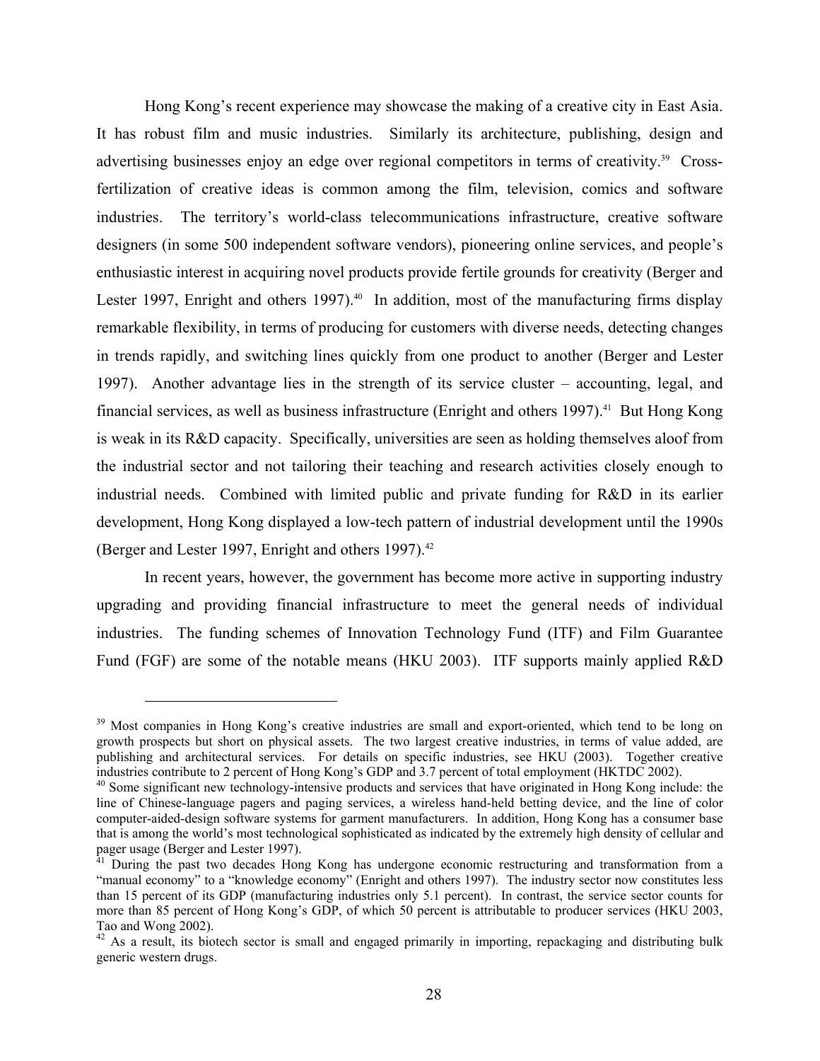Hong Kong's recent experience may showcase the making of a creative city in East Asia. It has robust film and music industries. Similarly its architecture, publishing, design and advertising businesses enjoy an edge over regional competitors in terms of creativity.[39] Cross-fertilization of creative ideas is common among the film, television, comics and software industries. The territory's world-class telecommunications infrastructure, creative software designers (in some 500 independent software vendors), pioneering online services, and people's enthusiastic interest in acquiring novel products provide fertile grounds for creativity (Berger and Lester 1997, Enright and others 1997).[40] In addition, most of the manufacturing firms display remarkable flexibility, in terms of producing for customers with diverse needs, detecting changes in trends rapidly, and switching lines quickly from one product to another (Berger and Lester 1997). Another advantage lies in the strength of its service cluster – accounting, legal, and financial services, as well as business infrastructure (Enright and others 1997).[41] But Hong Kong is weak in its R&D capacity. Specifically, universities are seen as holding themselves aloof from the industrial sector and not tailoring their teaching and research activities closely enough to industrial needs. Combined with limited public and private funding for R&D in its earlier development, Hong Kong displayed a low-tech pattern of industrial development until the 1990s (Berger and Lester 1997, Enright and others 1997).[42]

In recent years, however, the government has become more active in supporting industry upgrading and providing financial infrastructure to meet the general needs of individual industries. The funding schemes of Innovation Technology Fund (ITF) and Film Guarantee Fund (FGF) are some of the notable means (HKU 2003). ITF supports mainly applied R&D

---

[39] Most companies in Hong Kong's creative industries are small and export-oriented, which tend to be long on growth prospects but short on physical assets. The two largest creative industries, in terms of value added, are publishing and architectural services. For details on specific industries, see HKU (2003). Together creative industries contribute to 2 percent of Hong Kong's GDP and 3.7 percent of total employment (HKTDC 2002).

[40] Some significant new technology-intensive products and services that have originated in Hong Kong include: the line of Chinese-language pagers and paging services, a wireless hand-held betting device, and the line of color computer-aided-design software systems for garment manufacturers. In addition, Hong Kong has a consumer base that is among the world's most technological sophisticated as indicated by the extremely high density of cellular and pager usage (Berger and Lester 1997).

[41] During the past two decades Hong Kong has undergone economic restructuring and transformation from a "manual economy" to a "knowledge economy" (Enright and others 1997). The industry sector now constitutes less than 15 percent of its GDP (manufacturing industries only 5.1 percent). In contrast, the service sector counts for more than 85 percent of Hong Kong's GDP, of which 50 percent is attributable to producer services (HKU 2003, Tao and Wong 2002).

[42] As a result, its biotech sector is small and engaged primarily in importing, repackaging and distributing bulk generic western drugs.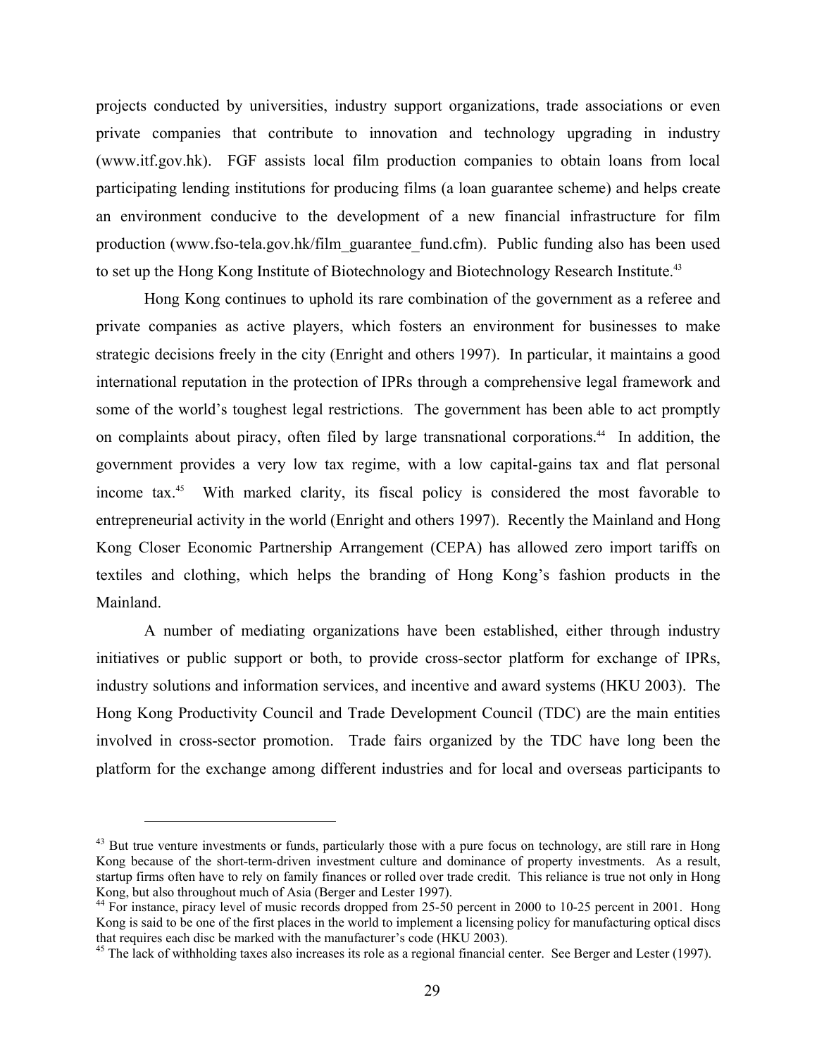projects conducted by universities, industry support organizations, trade associations or even private companies that contribute to innovation and technology upgrading in industry (www.itf.gov.hk). FGF assists local film production companies to obtain loans from local participating lending institutions for producing films (a loan guarantee scheme) and helps create an environment conducive to the development of a new financial infrastructure for film production (www.fso-tela.gov.hk/film_guarantee_fund.cfm). Public funding also has been used to set up the Hong Kong Institute of Biotechnology and Biotechnology Research Institute.[43]

Hong Kong continues to uphold its rare combination of the government as a referee and private companies as active players, which fosters an environment for businesses to make strategic decisions freely in the city (Enright and others 1997). In particular, it maintains a good international reputation in the protection of IPRs through a comprehensive legal framework and some of the world's toughest legal restrictions. The government has been able to act promptly on complaints about piracy, often filed by large transnational corporations.[44] In addition, the government provides a very low tax regime, with a low capital-gains tax and flat personal income tax.[45] With marked clarity, its fiscal policy is considered the most favorable to entrepreneurial activity in the world (Enright and others 1997). Recently the Mainland and Hong Kong Closer Economic Partnership Arrangement (CEPA) has allowed zero import tariffs on textiles and clothing, which helps the branding of Hong Kong's fashion products in the Mainland.

A number of mediating organizations have been established, either through industry initiatives or public support or both, to provide cross-sector platform for exchange of IPRs, industry solutions and information services, and incentive and award systems (HKU 2003). The Hong Kong Productivity Council and Trade Development Council (TDC) are the main entities involved in cross-sector promotion. Trade fairs organized by the TDC have long been the platform for the exchange among different industries and for local and overseas participants to

---

[43] But true venture investments or funds, particularly those with a pure focus on technology, are still rare in Hong Kong because of the short-term-driven investment culture and dominance of property investments. As a result, startup firms often have to rely on family finances or rolled over trade credit. This reliance is true not only in Hong Kong, but also throughout much of Asia (Berger and Lester 1997).

[44] For instance, piracy level of music records dropped from 25-50 percent in 2000 to 10-25 percent in 2001. Hong Kong is said to be one of the first places in the world to implement a licensing policy for manufacturing optical discs that requires each disc be marked with the manufacturer's code (HKU 2003).

[45] The lack of withholding taxes also increases its role as a regional financial center. See Berger and Lester (1997).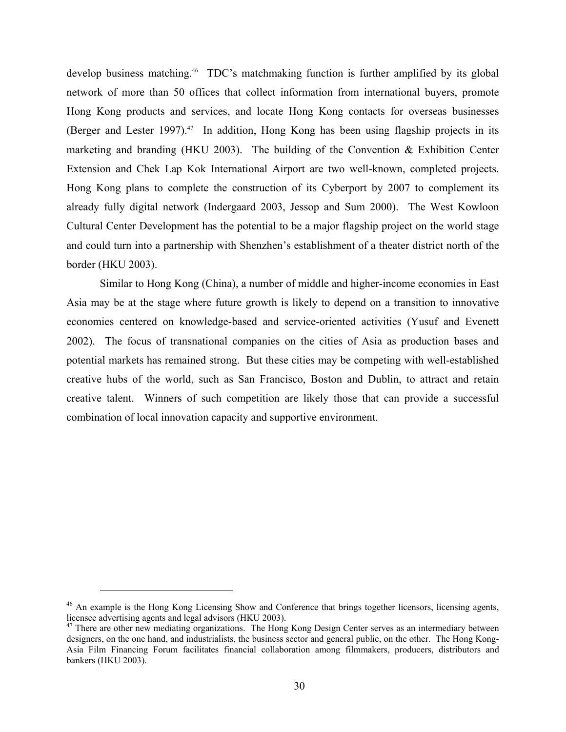develop business matching.[46] TDC's matchmaking function is further amplified by its global network of more than 50 offices that collect information from international buyers, promote Hong Kong products and services, and locate Hong Kong contacts for overseas businesses (Berger and Lester 1997).[47] In addition, Hong Kong has been using flagship projects in its marketing and branding (HKU 2003). The building of the Convention & Exhibition Center Extension and Chek Lap Kok International Airport are two well-known, completed projects. Hong Kong plans to complete the construction of its Cyberport by 2007 to complement its already fully digital network (Indergaard 2003, Jessop and Sum 2000). The West Kowloon Cultural Center Development has the potential to be a major flagship project on the world stage and could turn into a partnership with Shenzhen's establishment of a theater district north of the border (HKU 2003).

Similar to Hong Kong (China), a number of middle and higher-income economies in East Asia may be at the stage where future growth is likely to depend on a transition to innovative economies centered on knowledge-based and service-oriented activities (Yusuf and Evenett 2002). The focus of transnational companies on the cities of Asia as production bases and potential markets has remained strong. But these cities may be competing with well-established creative hubs of the world, such as San Francisco, Boston and Dublin, to attract and retain creative talent. Winners of such competition are likely those that can provide a successful combination of local innovation capacity and supportive environment.

---

[46] An example is the Hong Kong Licensing Show and Conference that brings together licensors, licensing agents, licensee advertising agents and legal advisors (HKU 2003).

[47] There are other new mediating organizations. The Hong Kong Design Center serves as an intermediary between designers, on the one hand, and industrialists, the business sector and general public, on the other. The Hong Kong-Asia Film Financing Forum facilitates financial collaboration among filmmakers, producers, distributors and bankers (HKU 2003).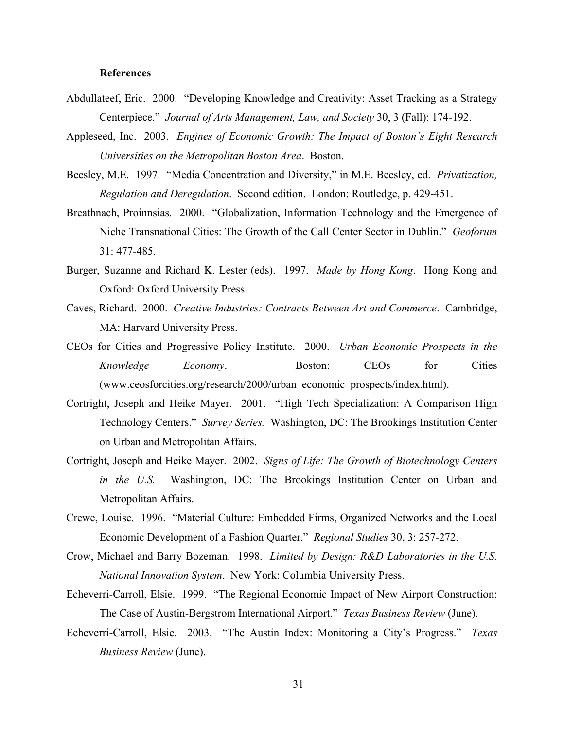**References**

Abdullateef, Eric. 2000. "Developing Knowledge and Creativity: Asset Tracking as a Strategy Centerpiece." *Journal of Arts Management, Law, and Society* 30, 3 (Fall): 174-192.

Appleseed, Inc. 2003. *Engines of Economic Growth: The Impact of Boston's Eight Research Universities on the Metropolitan Boston Area*. Boston.

Beesley, M.E. 1997. "Media Concentration and Diversity," in M.E. Beesley, ed. *Privatization, Regulation and Deregulation*. Second edition. London: Routledge, p. 429-451.

Breathnach, Proinnsias. 2000. "Globalization, Information Technology and the Emergence of Niche Transnational Cities: The Growth of the Call Center Sector in Dublin." *Geoforum* 31: 477-485.

Burger, Suzanne and Richard K. Lester (eds). 1997. *Made by Hong Kong*. Hong Kong and Oxford: Oxford University Press.

Caves, Richard. 2000. *Creative Industries: Contracts Between Art and Commerce*. Cambridge, MA: Harvard University Press.

CEOs for Cities and Progressive Policy Institute. 2000. *Urban Economic Prospects in the Knowledge Economy*. Boston: CEOs for Cities (www.ceosforcities.org/research/2000/urban_economic_prospects/index.html).

Cortright, Joseph and Heike Mayer. 2001. "High Tech Specialization: A Comparison High Technology Centers." *Survey Series.* Washington, DC: The Brookings Institution Center on Urban and Metropolitan Affairs.

Cortright, Joseph and Heike Mayer. 2002. *Signs of Life: The Growth of Biotechnology Centers in the U.S.* Washington, DC: The Brookings Institution Center on Urban and Metropolitan Affairs.

Crewe, Louise. 1996. "Material Culture: Embedded Firms, Organized Networks and the Local Economic Development of a Fashion Quarter." *Regional Studies* 30, 3: 257-272.

Crow, Michael and Barry Bozeman. 1998. *Limited by Design: R&D Laboratories in the U.S. National Innovation System*. New York: Columbia University Press.

Echeverri-Carroll, Elsie. 1999. "The Regional Economic Impact of New Airport Construction: The Case of Austin-Bergstrom International Airport." *Texas Business Review* (June).

Echeverri-Carroll, Elsie. 2003. "The Austin Index: Monitoring a City's Progress." *Texas Business Review* (June).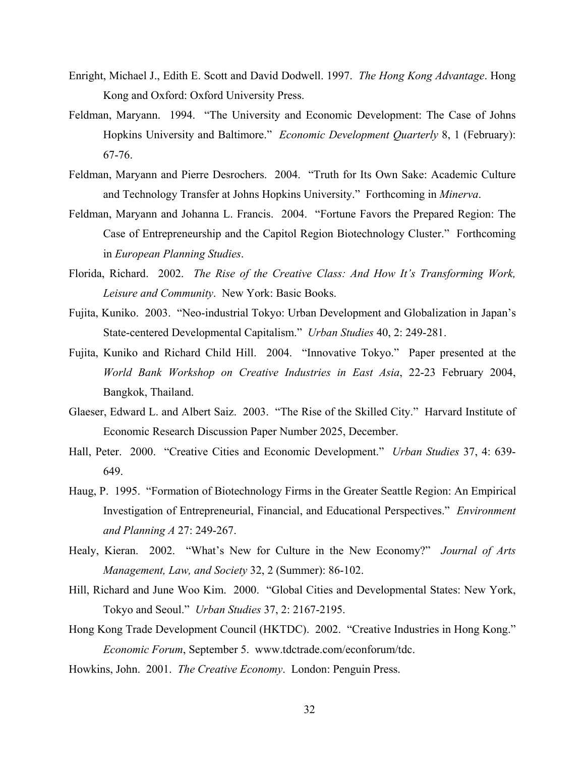Enright, Michael J., Edith E. Scott and David Dodwell. 1997. *The Hong Kong Advantage*. Hong Kong and Oxford: Oxford University Press.

Feldman, Maryann. 1994. "The University and Economic Development: The Case of Johns Hopkins University and Baltimore." *Economic Development Quarterly* 8, 1 (February): 67-76.

Feldman, Maryann and Pierre Desrochers. 2004. "Truth for Its Own Sake: Academic Culture and Technology Transfer at Johns Hopkins University." Forthcoming in *Minerva*.

Feldman, Maryann and Johanna L. Francis. 2004. "Fortune Favors the Prepared Region: The Case of Entrepreneurship and the Capitol Region Biotechnology Cluster." Forthcoming in *European Planning Studies*.

Florida, Richard. 2002. *The Rise of the Creative Class: And How It's Transforming Work, Leisure and Community*. New York: Basic Books.

Fujita, Kuniko. 2003. "Neo-industrial Tokyo: Urban Development and Globalization in Japan's State-centered Developmental Capitalism." *Urban Studies* 40, 2: 249-281.

Fujita, Kuniko and Richard Child Hill. 2004. "Innovative Tokyo." Paper presented at the *World Bank Workshop on Creative Industries in East Asia*, 22-23 February 2004, Bangkok, Thailand.

Glaeser, Edward L. and Albert Saiz. 2003. "The Rise of the Skilled City." Harvard Institute of Economic Research Discussion Paper Number 2025, December.

Hall, Peter. 2000. "Creative Cities and Economic Development." *Urban Studies* 37, 4: 639-649.

Haug, P. 1995. "Formation of Biotechnology Firms in the Greater Seattle Region: An Empirical Investigation of Entrepreneurial, Financial, and Educational Perspectives." *Environment and Planning A* 27: 249-267.

Healy, Kieran. 2002. "What's New for Culture in the New Economy?" *Journal of Arts Management, Law, and Society* 32, 2 (Summer): 86-102.

Hill, Richard and June Woo Kim. 2000. "Global Cities and Developmental States: New York, Tokyo and Seoul." *Urban Studies* 37, 2: 2167-2195.

Hong Kong Trade Development Council (HKTDC). 2002. "Creative Industries in Hong Kong." *Economic Forum*, September 5. www.tdctrade.com/econforum/tdc.

Howkins, John. 2001. *The Creative Economy*. London: Penguin Press.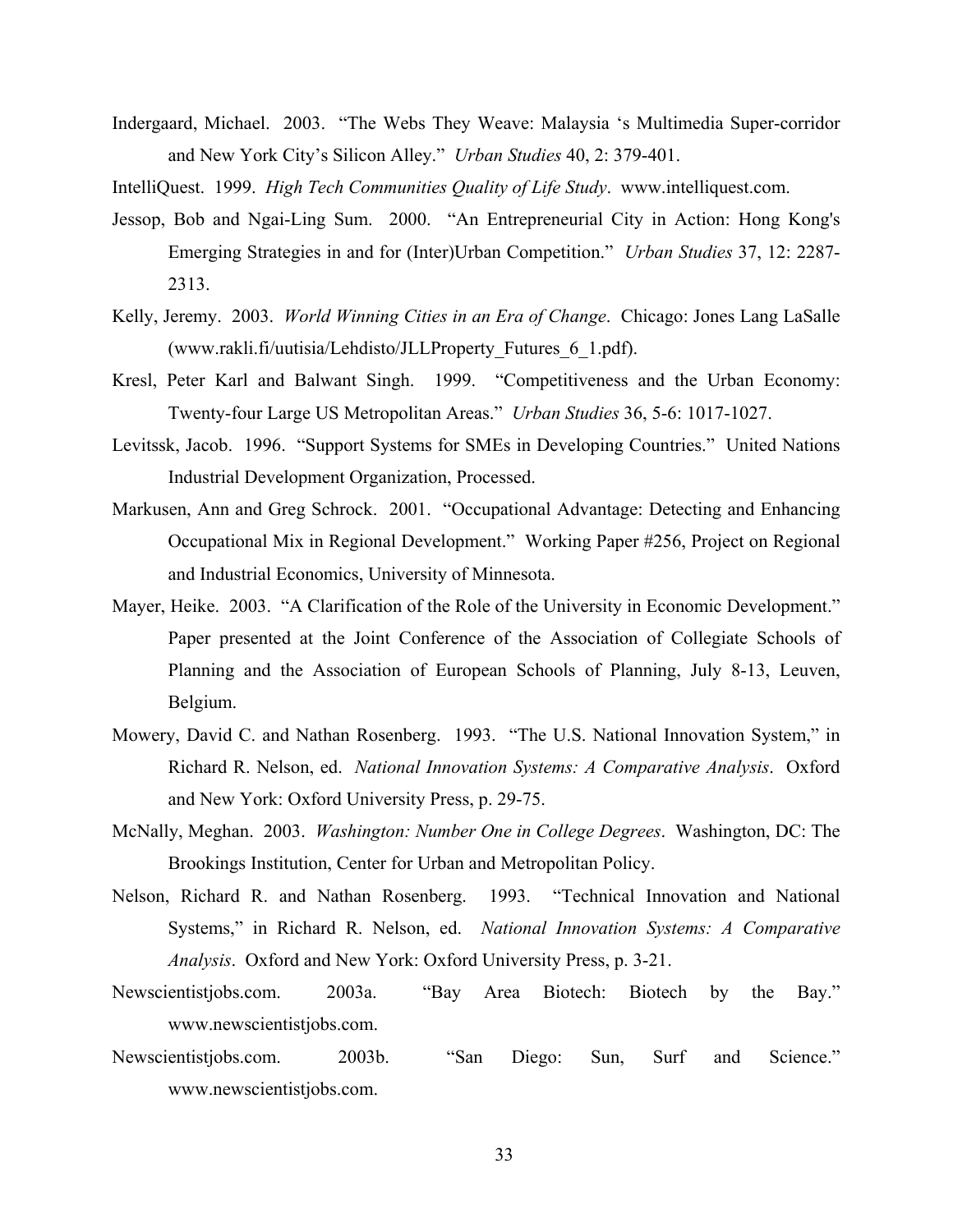Indergaard, Michael. 2003. “The Webs They Weave: Malaysia ‘s Multimedia Super-corridor and New York City’s Silicon Alley.” *Urban Studies* 40, 2: 379-401.

IntelliQuest. 1999. *High Tech Communities Quality of Life Study*. www.intelliquest.com.

Jessop, Bob and Ngai-Ling Sum. 2000. “An Entrepreneurial City in Action: Hong Kong's Emerging Strategies in and for (Inter)Urban Competition.” *Urban Studies* 37, 12: 2287-2313.

Kelly, Jeremy. 2003. *World Winning Cities in an Era of Change*. Chicago: Jones Lang LaSalle (www.rakli.fi/uutisia/Lehdisto/JLLProperty_Futures_6_1.pdf).

Kresl, Peter Karl and Balwant Singh. 1999. “Competitiveness and the Urban Economy: Twenty-four Large US Metropolitan Areas.” *Urban Studies* 36, 5-6: 1017-1027.

Levitssk, Jacob. 1996. “Support Systems for SMEs in Developing Countries.” United Nations Industrial Development Organization, Processed.

Markusen, Ann and Greg Schrock. 2001. “Occupational Advantage: Detecting and Enhancing Occupational Mix in Regional Development.” Working Paper #256, Project on Regional and Industrial Economics, University of Minnesota.

Mayer, Heike. 2003. “A Clarification of the Role of the University in Economic Development.” Paper presented at the Joint Conference of the Association of Collegiate Schools of Planning and the Association of European Schools of Planning, July 8-13, Leuven, Belgium.

Mowery, David C. and Nathan Rosenberg. 1993. “The U.S. National Innovation System,” in Richard R. Nelson, ed. *National Innovation Systems: A Comparative Analysis*. Oxford and New York: Oxford University Press, p. 29-75.

McNally, Meghan. 2003. *Washington: Number One in College Degrees*. Washington, DC: The Brookings Institution, Center for Urban and Metropolitan Policy.

Nelson, Richard R. and Nathan Rosenberg. 1993. “Technical Innovation and National Systems,” in Richard R. Nelson, ed. *National Innovation Systems: A Comparative Analysis*. Oxford and New York: Oxford University Press, p. 3-21.

Newscientistjobs.com. 2003a. “Bay Area Biotech: Biotech by the Bay.” www.newscientistjobs.com.

Newscientistjobs.com. 2003b. “San Diego: Sun, Surf and Science.” www.newscientistjobs.com.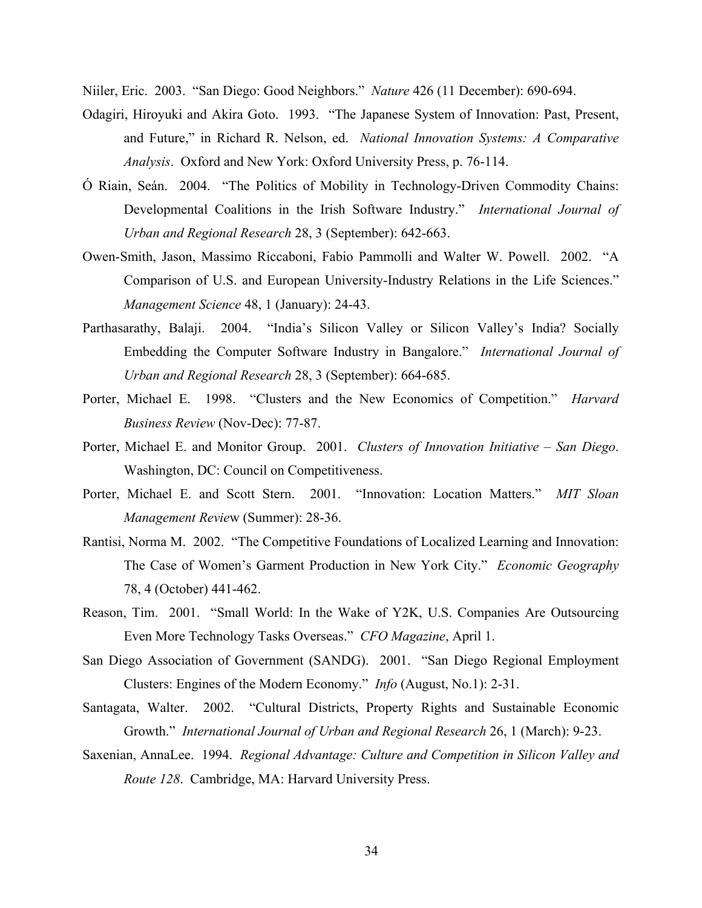Niiler, Eric. 2003. "San Diego: Good Neighbors." *Nature* 426 (11 December): 690-694.

Odagiri, Hiroyuki and Akira Goto. 1993. "The Japanese System of Innovation: Past, Present, and Future," in Richard R. Nelson, ed. *National Innovation Systems: A Comparative Analysis*. Oxford and New York: Oxford University Press, p. 76-114.

Ó Riain, Seán. 2004. "The Politics of Mobility in Technology-Driven Commodity Chains: Developmental Coalitions in the Irish Software Industry." *International Journal of Urban and Regional Research* 28, 3 (September): 642-663.

Owen-Smith, Jason, Massimo Riccaboni, Fabio Pammolli and Walter W. Powell. 2002. "A Comparison of U.S. and European University-Industry Relations in the Life Sciences." *Management Science* 48, 1 (January): 24-43.

Parthasarathy, Balaji. 2004. "India's Silicon Valley or Silicon Valley's India? Socially Embedding the Computer Software Industry in Bangalore." *International Journal of Urban and Regional Research* 28, 3 (September): 664-685.

Porter, Michael E. 1998. "Clusters and the New Economics of Competition." *Harvard Business Review* (Nov-Dec): 77-87.

Porter, Michael E. and Monitor Group. 2001. *Clusters of Innovation Initiative – San Diego*. Washington, DC: Council on Competitiveness.

Porter, Michael E. and Scott Stern. 2001. "Innovation: Location Matters." *MIT Sloan Management Review* (Summer): 28-36.

Rantisi, Norma M. 2002. "The Competitive Foundations of Localized Learning and Innovation: The Case of Women's Garment Production in New York City." *Economic Geography* 78, 4 (October) 441-462.

Reason, Tim. 2001. "Small World: In the Wake of Y2K, U.S. Companies Are Outsourcing Even More Technology Tasks Overseas." *CFO Magazine*, April 1.

San Diego Association of Government (SANDG). 2001. "San Diego Regional Employment Clusters: Engines of the Modern Economy." *Info* (August, No.1): 2-31.

Santagata, Walter. 2002. "Cultural Districts, Property Rights and Sustainable Economic Growth." *International Journal of Urban and Regional Research* 26, 1 (March): 9-23.

Saxenian, AnnaLee. 1994. *Regional Advantage: Culture and Competition in Silicon Valley and Route 128*. Cambridge, MA: Harvard University Press.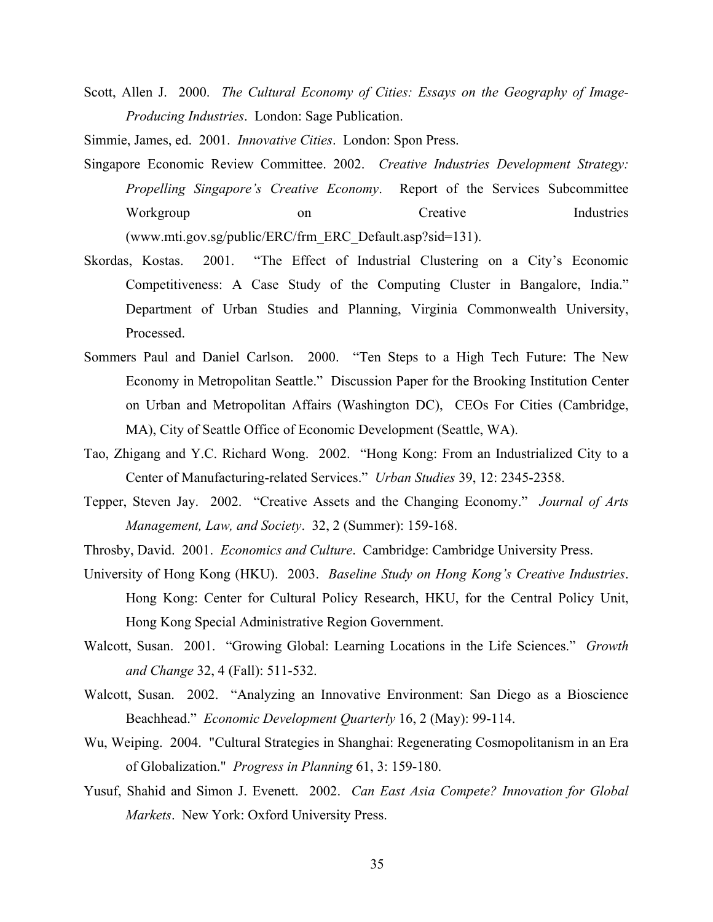Scott, Allen J. 2000. *The Cultural Economy of Cities: Essays on the Geography of Image-Producing Industries*. London: Sage Publication.

Simmie, James, ed. 2001. *Innovative Cities*. London: Spon Press.

Singapore Economic Review Committee. 2002. *Creative Industries Development Strategy: Propelling Singapore's Creative Economy*. Report of the Services Subcommittee Workgroup on Creative Industries (www.mti.gov.sg/public/ERC/frm_ERC_Default.asp?sid=131).

Skordas, Kostas. 2001. "The Effect of Industrial Clustering on a City's Economic Competitiveness: A Case Study of the Computing Cluster in Bangalore, India." Department of Urban Studies and Planning, Virginia Commonwealth University, Processed.

Sommers Paul and Daniel Carlson. 2000. "Ten Steps to a High Tech Future: The New Economy in Metropolitan Seattle." Discussion Paper for the Brooking Institution Center on Urban and Metropolitan Affairs (Washington DC), CEOs For Cities (Cambridge, MA), City of Seattle Office of Economic Development (Seattle, WA).

Tao, Zhigang and Y.C. Richard Wong. 2002. "Hong Kong: From an Industrialized City to a Center of Manufacturing-related Services." *Urban Studies* 39, 12: 2345-2358.

Tepper, Steven Jay. 2002. "Creative Assets and the Changing Economy." *Journal of Arts Management, Law, and Society*. 32, 2 (Summer): 159-168.

Throsby, David. 2001. *Economics and Culture*. Cambridge: Cambridge University Press.

University of Hong Kong (HKU). 2003. *Baseline Study on Hong Kong's Creative Industries*. Hong Kong: Center for Cultural Policy Research, HKU, for the Central Policy Unit, Hong Kong Special Administrative Region Government.

Walcott, Susan. 2001. "Growing Global: Learning Locations in the Life Sciences." *Growth and Change* 32, 4 (Fall): 511-532.

Walcott, Susan. 2002. "Analyzing an Innovative Environment: San Diego as a Bioscience Beachhead." *Economic Development Quarterly* 16, 2 (May): 99-114.

Wu, Weiping. 2004. "Cultural Strategies in Shanghai: Regenerating Cosmopolitanism in an Era of Globalization." *Progress in Planning* 61, 3: 159-180.

Yusuf, Shahid and Simon J. Evenett. 2002. *Can East Asia Compete? Innovation for Global Markets*. New York: Oxford University Press.